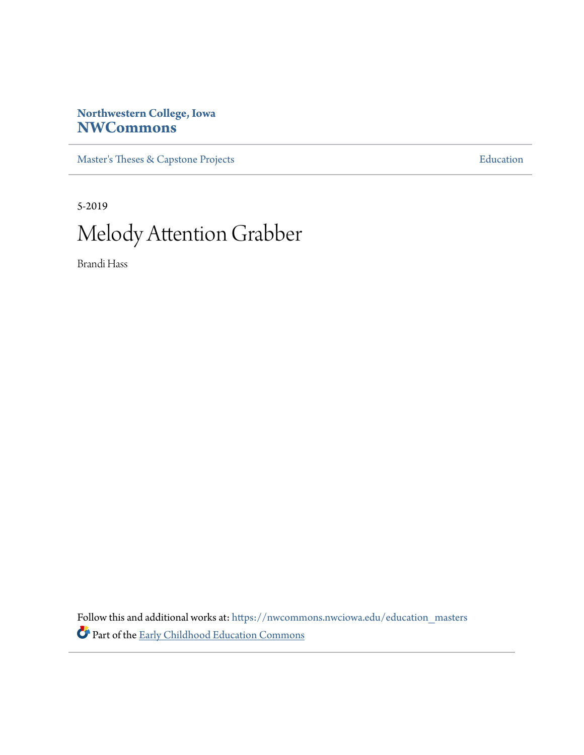Northwestern College, Iowa

**NWCommons**

Master's Theses & Capstone Projects | Education

5-2019

# Melody Attention Grabber

Brandi Hass

Follow this and additional works at: https://nwcommons.nwciowa.edu/education_masters

Part of the Early Childhood Education Commons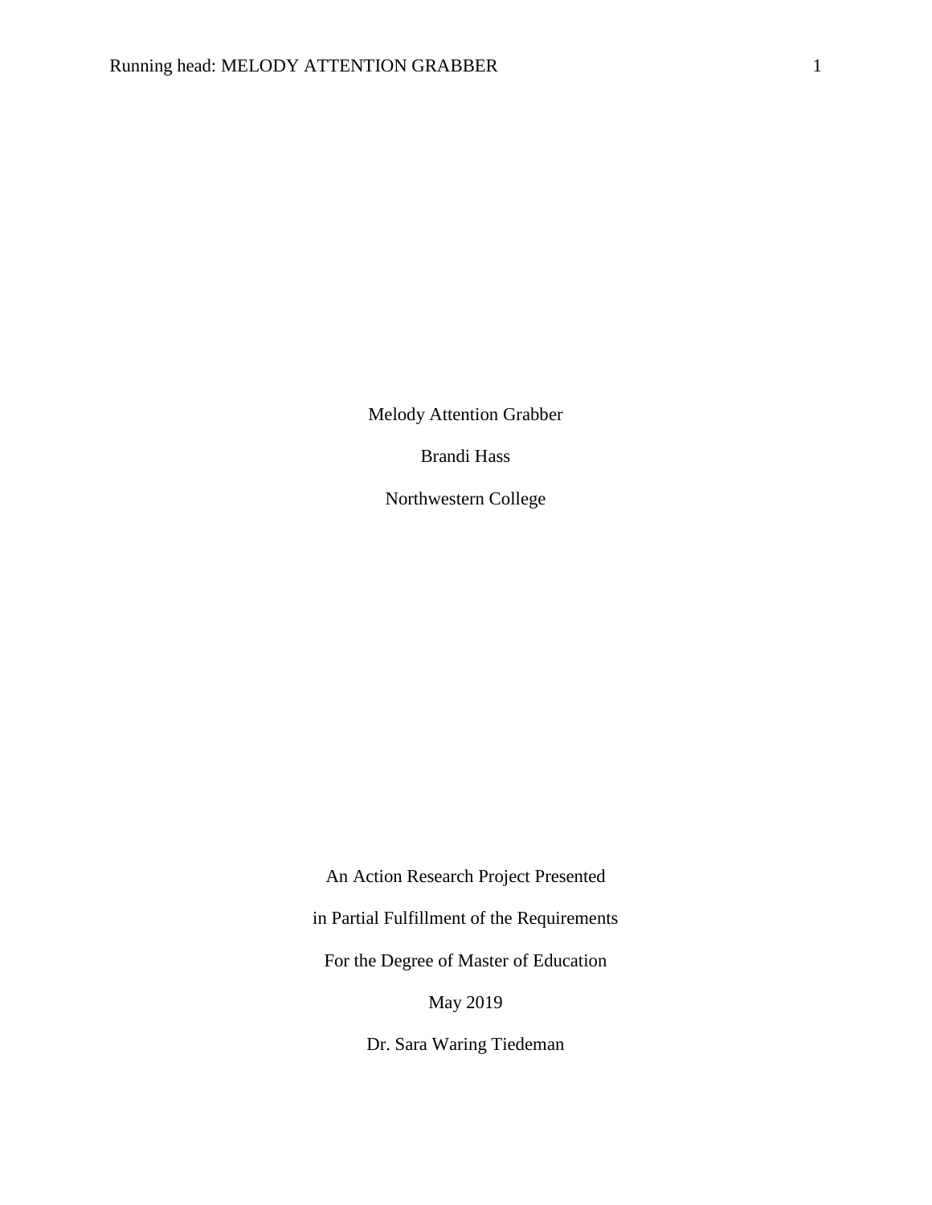Melody Attention Grabber

Brandi Hass

Northwestern College

An Action Research Project Presented

in Partial Fulfillment of the Requirements

For the Degree of Master of Education

May 2019

Dr. Sara Waring Tiedeman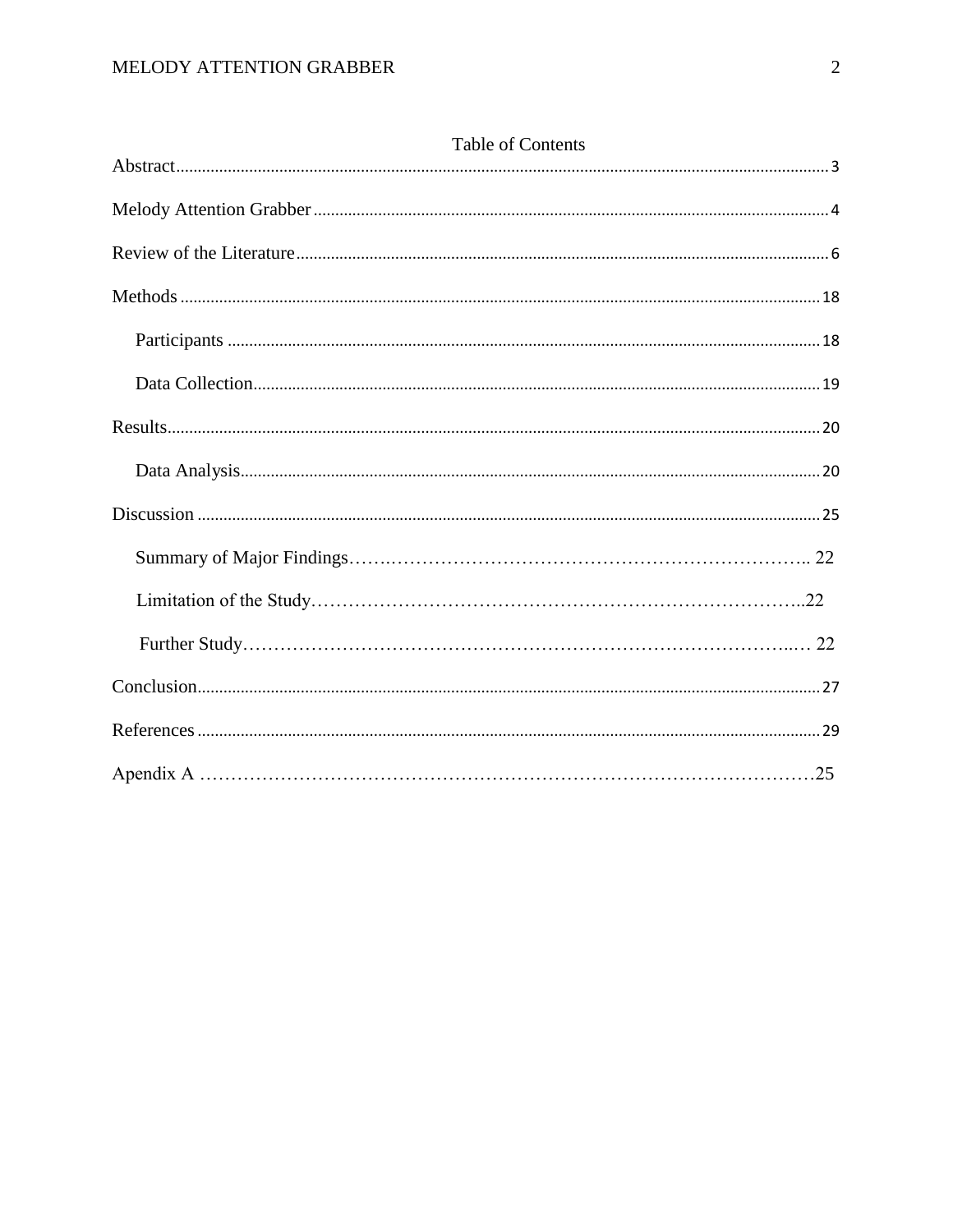Table of Contents

Abstract ........................................................................ 3

Melody Attention Grabber ........................................................ 4

Review of the Literature ........................................................ 6

Methods ......................................................................... 18

- Participants ................................................................. 18
- Data Collection .............................................................. 19

Results ......................................................................... 20

- Data Analysis ................................................................ 20

Discussion ...................................................................... 25

- Summary of Major Findings .................................................... 22
- Limitation of the Study ...................................................... 22
- Further Study ................................................................ 22

Conclusion ...................................................................... 27

References ...................................................................... 29

Apendix A ....................................................................... 25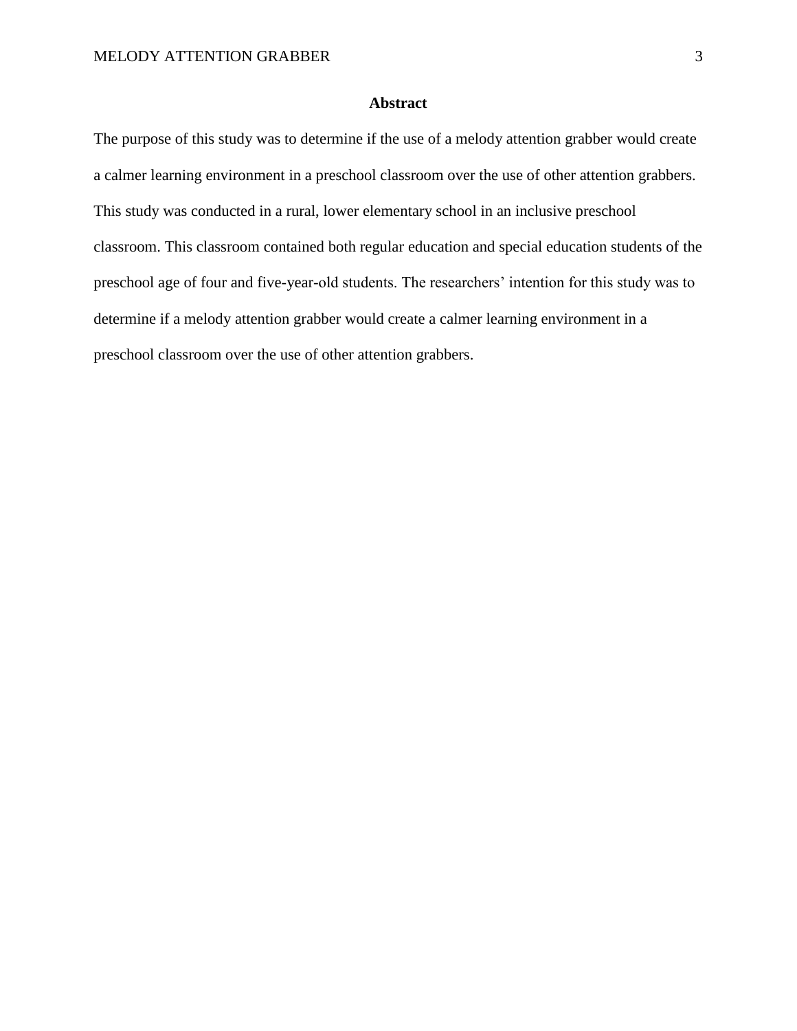## Abstract

The purpose of this study was to determine if the use of a melody attention grabber would create a calmer learning environment in a preschool classroom over the use of other attention grabbers. This study was conducted in a rural, lower elementary school in an inclusive preschool classroom. This classroom contained both regular education and special education students of the preschool age of four and five-year-old students. The researchers' intention for this study was to determine if a melody attention grabber would create a calmer learning environment in a preschool classroom over the use of other attention grabbers.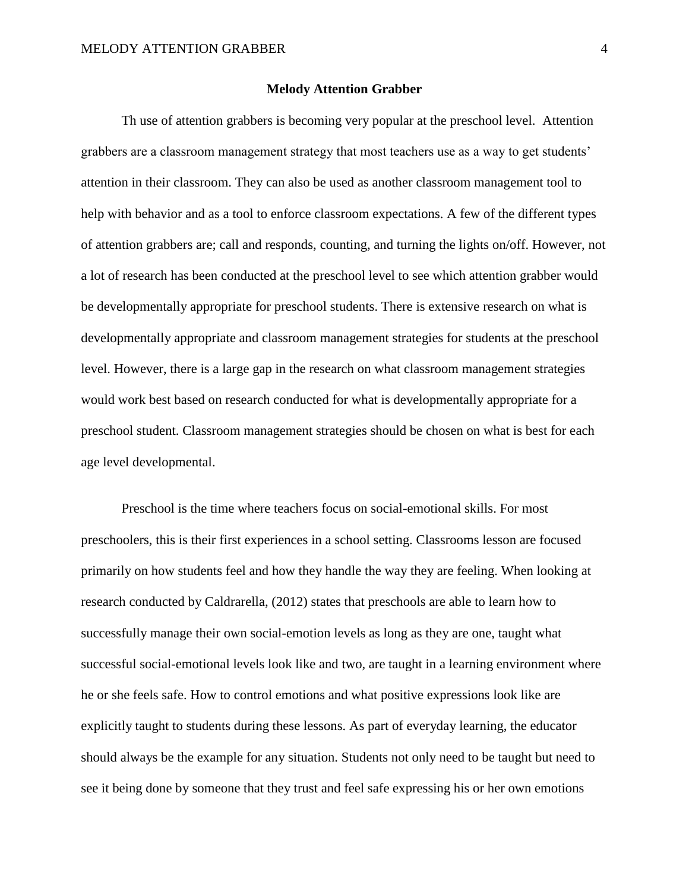# Melody Attention Grabber

Th use of attention grabbers is becoming very popular at the preschool level. Attention grabbers are a classroom management strategy that most teachers use as a way to get students' attention in their classroom. They can also be used as another classroom management tool to help with behavior and as a tool to enforce classroom expectations. A few of the different types of attention grabbers are; call and responds, counting, and turning the lights on/off. However, not a lot of research has been conducted at the preschool level to see which attention grabber would be developmentally appropriate for preschool students. There is extensive research on what is developmentally appropriate and classroom management strategies for students at the preschool level. However, there is a large gap in the research on what classroom management strategies would work best based on research conducted for what is developmentally appropriate for a preschool student. Classroom management strategies should be chosen on what is best for each age level developmental.

Preschool is the time where teachers focus on social-emotional skills. For most preschoolers, this is their first experiences in a school setting. Classrooms lesson are focused primarily on how students feel and how they handle the way they are feeling. When looking at research conducted by Caldrarella, (2012) states that preschools are able to learn how to successfully manage their own social-emotion levels as long as they are one, taught what successful social-emotional levels look like and two, are taught in a learning environment where he or she feels safe. How to control emotions and what positive expressions look like are explicitly taught to students during these lessons. As part of everyday learning, the educator should always be the example for any situation. Students not only need to be taught but need to see it being done by someone that they trust and feel safe expressing his or her own emotions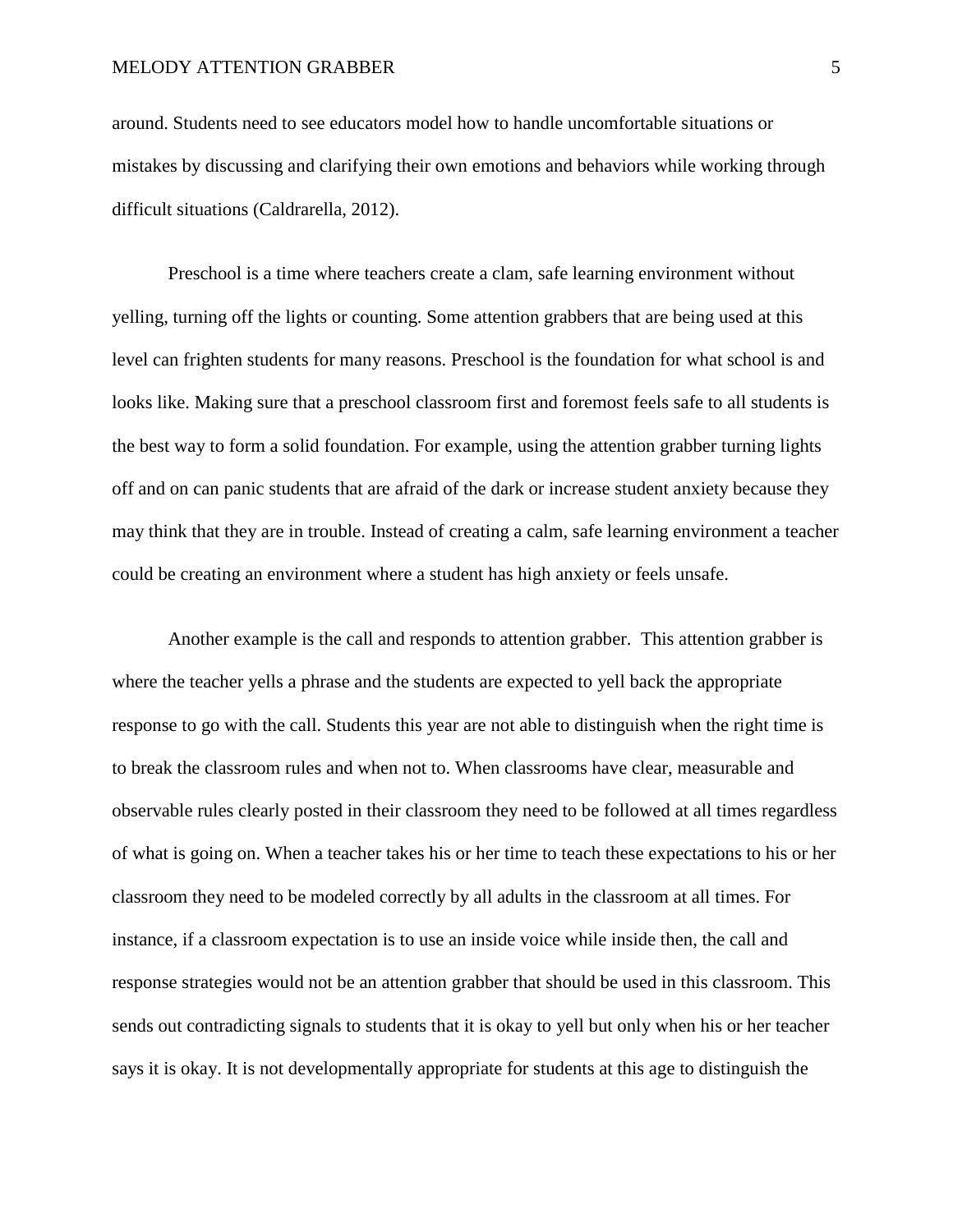around. Students need to see educators model how to handle uncomfortable situations or mistakes by discussing and clarifying their own emotions and behaviors while working through difficult situations (Caldrarella, 2012).

Preschool is a time where teachers create a clam, safe learning environment without yelling, turning off the lights or counting. Some attention grabbers that are being used at this level can frighten students for many reasons. Preschool is the foundation for what school is and looks like. Making sure that a preschool classroom first and foremost feels safe to all students is the best way to form a solid foundation. For example, using the attention grabber turning lights off and on can panic students that are afraid of the dark or increase student anxiety because they may think that they are in trouble. Instead of creating a calm, safe learning environment a teacher could be creating an environment where a student has high anxiety or feels unsafe.

Another example is the call and responds to attention grabber. This attention grabber is where the teacher yells a phrase and the students are expected to yell back the appropriate response to go with the call. Students this year are not able to distinguish when the right time is to break the classroom rules and when not to. When classrooms have clear, measurable and observable rules clearly posted in their classroom they need to be followed at all times regardless of what is going on. When a teacher takes his or her time to teach these expectations to his or her classroom they need to be modeled correctly by all adults in the classroom at all times. For instance, if a classroom expectation is to use an inside voice while inside then, the call and response strategies would not be an attention grabber that should be used in this classroom. This sends out contradicting signals to students that it is okay to yell but only when his or her teacher says it is okay. It is not developmentally appropriate for students at this age to distinguish the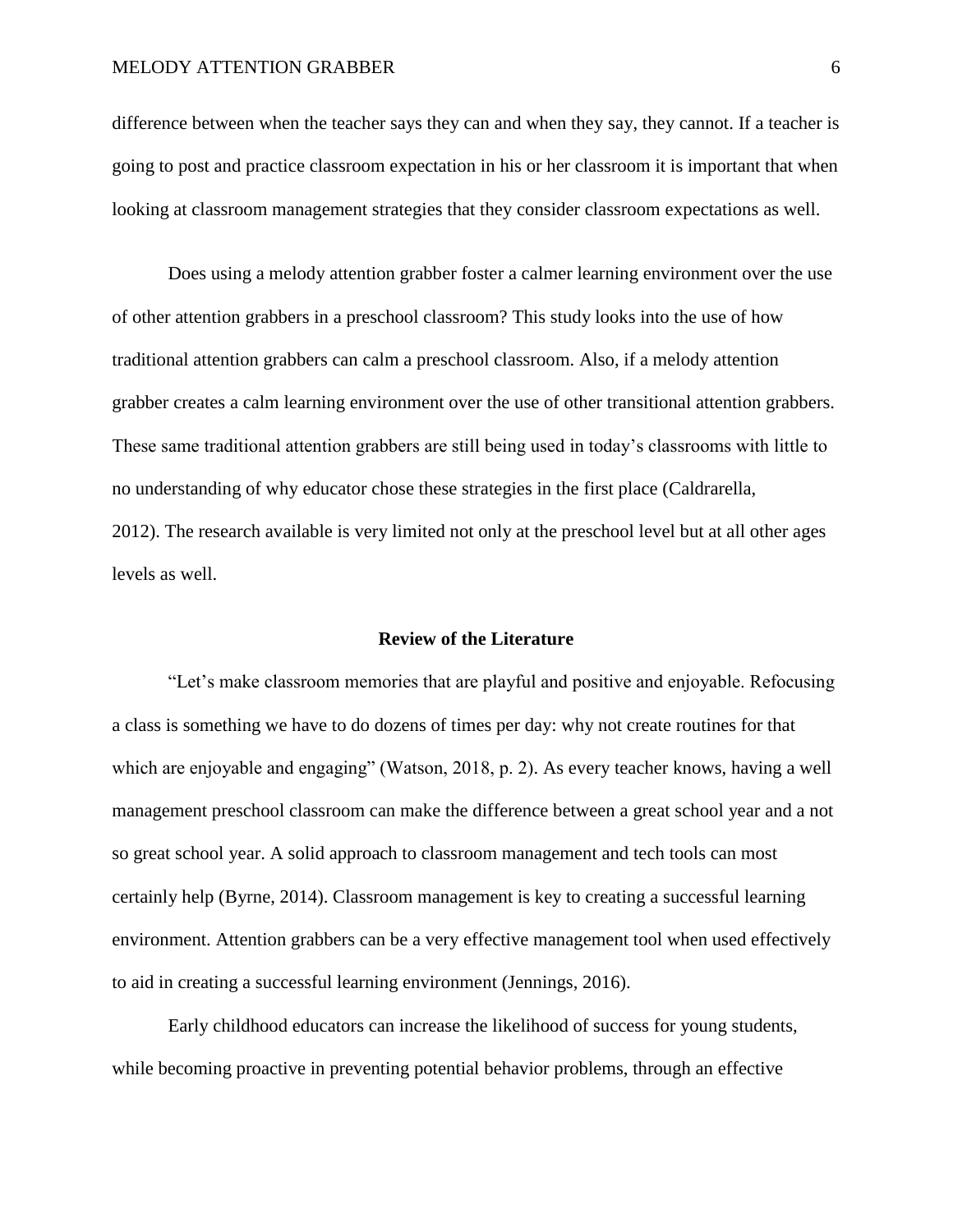difference between when the teacher says they can and when they say, they cannot. If a teacher is going to post and practice classroom expectation in his or her classroom it is important that when looking at classroom management strategies that they consider classroom expectations as well.

Does using a melody attention grabber foster a calmer learning environment over the use of other attention grabbers in a preschool classroom? This study looks into the use of how traditional attention grabbers can calm a preschool classroom. Also, if a melody attention grabber creates a calm learning environment over the use of other transitional attention grabbers. These same traditional attention grabbers are still being used in today's classrooms with little to no understanding of why educator chose these strategies in the first place (Caldrarella, 2012). The research available is very limited not only at the preschool level but at all other ages levels as well.

## Review of the Literature

"Let's make classroom memories that are playful and positive and enjoyable. Refocusing a class is something we have to do dozens of times per day: why not create routines for that which are enjoyable and engaging" (Watson, 2018, p. 2). As every teacher knows, having a well management preschool classroom can make the difference between a great school year and a not so great school year. A solid approach to classroom management and tech tools can most certainly help (Byrne, 2014). Classroom management is key to creating a successful learning environment. Attention grabbers can be a very effective management tool when used effectively to aid in creating a successful learning environment (Jennings, 2016).

Early childhood educators can increase the likelihood of success for young students, while becoming proactive in preventing potential behavior problems, through an effective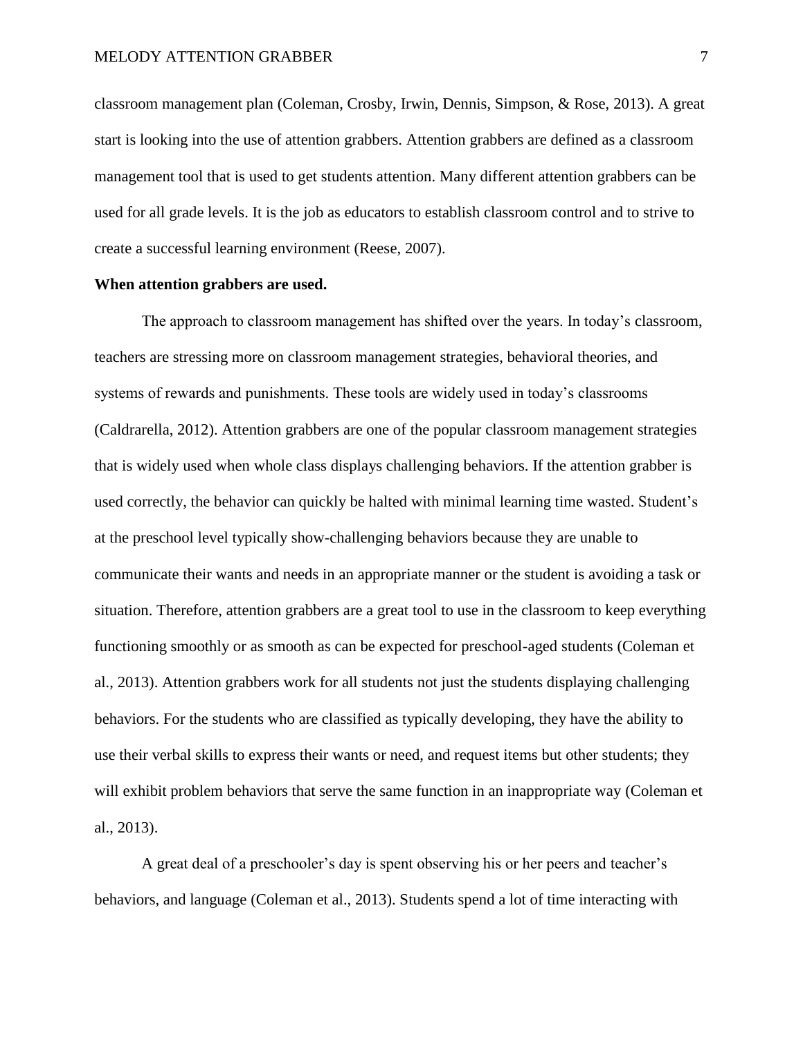classroom management plan (Coleman, Crosby, Irwin, Dennis, Simpson, & Rose, 2013). A great start is looking into the use of attention grabbers. Attention grabbers are defined as a classroom management tool that is used to get students attention. Many different attention grabbers can be used for all grade levels. It is the job as educators to establish classroom control and to strive to create a successful learning environment (Reese, 2007).

**When attention grabbers are used.**

The approach to classroom management has shifted over the years. In today's classroom, teachers are stressing more on classroom management strategies, behavioral theories, and systems of rewards and punishments. These tools are widely used in today's classrooms (Caldrarella, 2012). Attention grabbers are one of the popular classroom management strategies that is widely used when whole class displays challenging behaviors. If the attention grabber is used correctly, the behavior can quickly be halted with minimal learning time wasted. Student's at the preschool level typically show-challenging behaviors because they are unable to communicate their wants and needs in an appropriate manner or the student is avoiding a task or situation. Therefore, attention grabbers are a great tool to use in the classroom to keep everything functioning smoothly or as smooth as can be expected for preschool-aged students (Coleman et al., 2013). Attention grabbers work for all students not just the students displaying challenging behaviors. For the students who are classified as typically developing, they have the ability to use their verbal skills to express their wants or need, and request items but other students; they will exhibit problem behaviors that serve the same function in an inappropriate way (Coleman et al., 2013).

A great deal of a preschooler's day is spent observing his or her peers and teacher's behaviors, and language (Coleman et al., 2013). Students spend a lot of time interacting with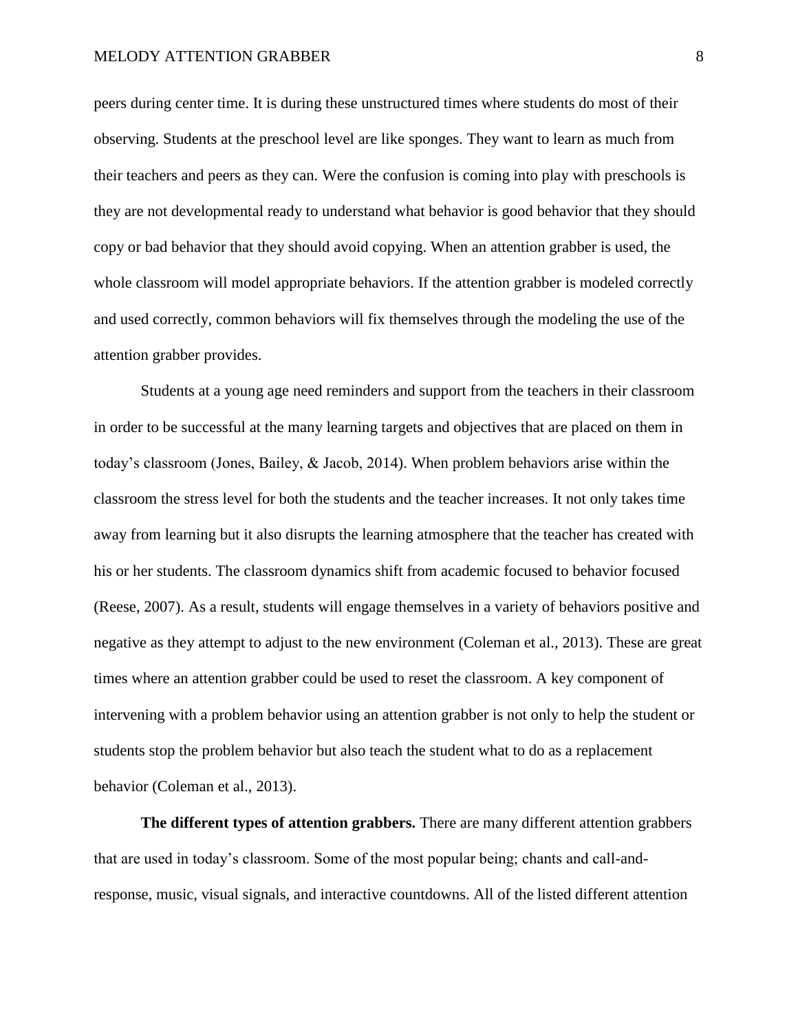peers during center time. It is during these unstructured times where students do most of their observing. Students at the preschool level are like sponges. They want to learn as much from their teachers and peers as they can. Were the confusion is coming into play with preschools is they are not developmental ready to understand what behavior is good behavior that they should copy or bad behavior that they should avoid copying. When an attention grabber is used, the whole classroom will model appropriate behaviors. If the attention grabber is modeled correctly and used correctly, common behaviors will fix themselves through the modeling the use of the attention grabber provides.

Students at a young age need reminders and support from the teachers in their classroom in order to be successful at the many learning targets and objectives that are placed on them in today's classroom (Jones, Bailey, & Jacob, 2014). When problem behaviors arise within the classroom the stress level for both the students and the teacher increases. It not only takes time away from learning but it also disrupts the learning atmosphere that the teacher has created with his or her students. The classroom dynamics shift from academic focused to behavior focused (Reese, 2007). As a result, students will engage themselves in a variety of behaviors positive and negative as they attempt to adjust to the new environment (Coleman et al., 2013). These are great times where an attention grabber could be used to reset the classroom. A key component of intervening with a problem behavior using an attention grabber is not only to help the student or students stop the problem behavior but also teach the student what to do as a replacement behavior (Coleman et al., 2013).

**The different types of attention grabbers.** There are many different attention grabbers that are used in today's classroom. Some of the most popular being; chants and call-and-response, music, visual signals, and interactive countdowns. All of the listed different attention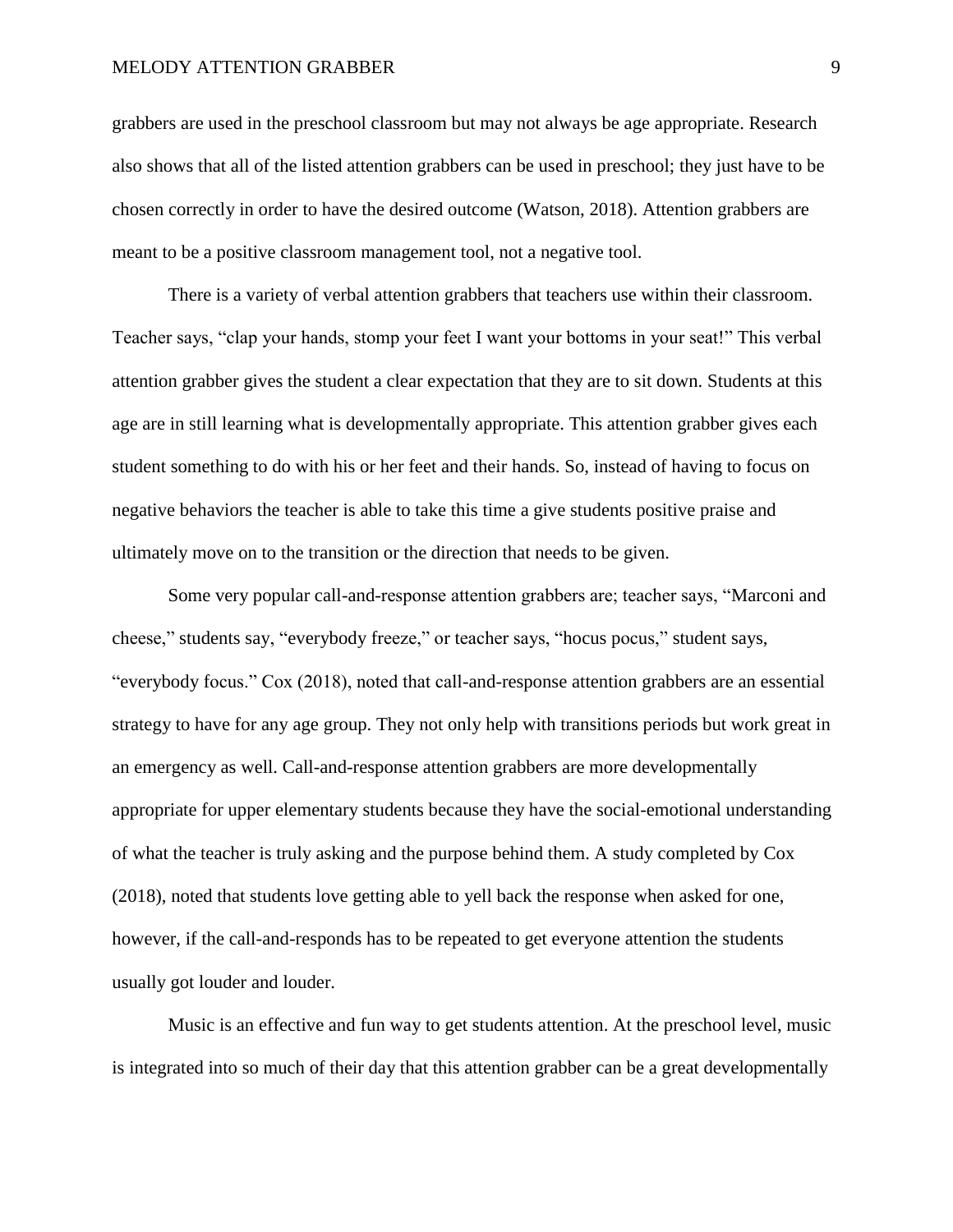grabbers are used in the preschool classroom but may not always be age appropriate. Research also shows that all of the listed attention grabbers can be used in preschool; they just have to be chosen correctly in order to have the desired outcome (Watson, 2018). Attention grabbers are meant to be a positive classroom management tool, not a negative tool.

There is a variety of verbal attention grabbers that teachers use within their classroom. Teacher says, "clap your hands, stomp your feet I want your bottoms in your seat!" This verbal attention grabber gives the student a clear expectation that they are to sit down. Students at this age are in still learning what is developmentally appropriate. This attention grabber gives each student something to do with his or her feet and their hands. So, instead of having to focus on negative behaviors the teacher is able to take this time a give students positive praise and ultimately move on to the transition or the direction that needs to be given.

Some very popular call-and-response attention grabbers are; teacher says, "Marconi and cheese," students say, "everybody freeze," or teacher says, "hocus pocus," student says, "everybody focus." Cox (2018), noted that call-and-response attention grabbers are an essential strategy to have for any age group. They not only help with transitions periods but work great in an emergency as well. Call-and-response attention grabbers are more developmentally appropriate for upper elementary students because they have the social-emotional understanding of what the teacher is truly asking and the purpose behind them. A study completed by Cox (2018), noted that students love getting able to yell back the response when asked for one, however, if the call-and-responds has to be repeated to get everyone attention the students usually got louder and louder.

Music is an effective and fun way to get students attention. At the preschool level, music is integrated into so much of their day that this attention grabber can be a great developmentally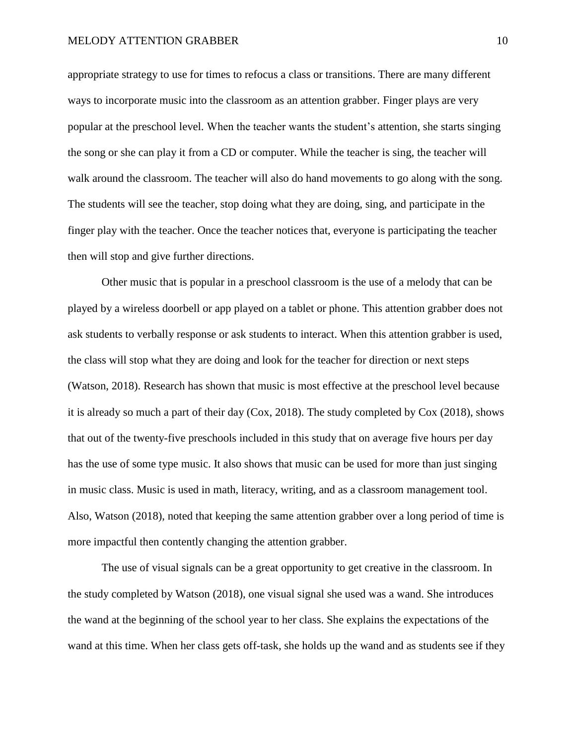appropriate strategy to use for times to refocus a class or transitions. There are many different ways to incorporate music into the classroom as an attention grabber. Finger plays are very popular at the preschool level. When the teacher wants the student's attention, she starts singing the song or she can play it from a CD or computer. While the teacher is sing, the teacher will walk around the classroom. The teacher will also do hand movements to go along with the song. The students will see the teacher, stop doing what they are doing, sing, and participate in the finger play with the teacher. Once the teacher notices that, everyone is participating the teacher then will stop and give further directions.

Other music that is popular in a preschool classroom is the use of a melody that can be played by a wireless doorbell or app played on a tablet or phone. This attention grabber does not ask students to verbally response or ask students to interact. When this attention grabber is used, the class will stop what they are doing and look for the teacher for direction or next steps (Watson, 2018). Research has shown that music is most effective at the preschool level because it is already so much a part of their day (Cox, 2018). The study completed by Cox (2018), shows that out of the twenty-five preschools included in this study that on average five hours per day has the use of some type music. It also shows that music can be used for more than just singing in music class. Music is used in math, literacy, writing, and as a classroom management tool. Also, Watson (2018), noted that keeping the same attention grabber over a long period of time is more impactful then contently changing the attention grabber.

The use of visual signals can be a great opportunity to get creative in the classroom. In the study completed by Watson (2018), one visual signal she used was a wand. She introduces the wand at the beginning of the school year to her class. She explains the expectations of the wand at this time. When her class gets off-task, she holds up the wand and as students see if they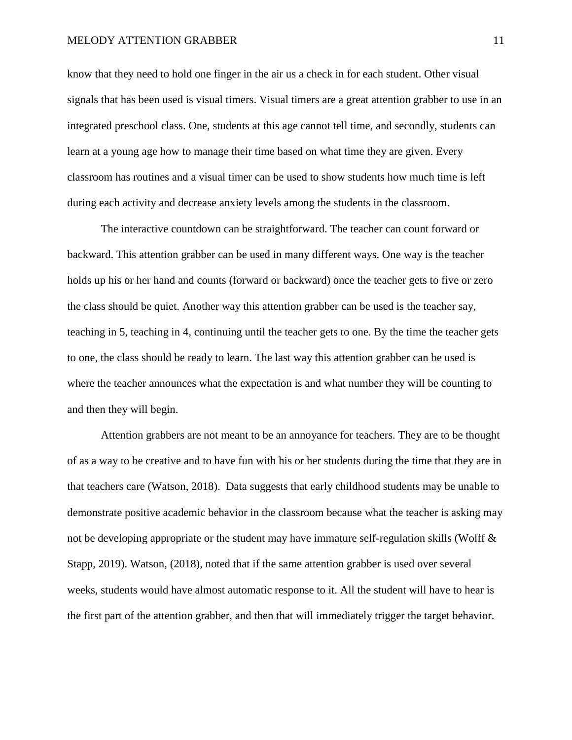know that they need to hold one finger in the air us a check in for each student. Other visual signals that has been used is visual timers. Visual timers are a great attention grabber to use in an integrated preschool class. One, students at this age cannot tell time, and secondly, students can learn at a young age how to manage their time based on what time they are given. Every classroom has routines and a visual timer can be used to show students how much time is left during each activity and decrease anxiety levels among the students in the classroom.

The interactive countdown can be straightforward. The teacher can count forward or backward. This attention grabber can be used in many different ways. One way is the teacher holds up his or her hand and counts (forward or backward) once the teacher gets to five or zero the class should be quiet. Another way this attention grabber can be used is the teacher say, teaching in 5, teaching in 4, continuing until the teacher gets to one. By the time the teacher gets to one, the class should be ready to learn. The last way this attention grabber can be used is where the teacher announces what the expectation is and what number they will be counting to and then they will begin.

Attention grabbers are not meant to be an annoyance for teachers. They are to be thought of as a way to be creative and to have fun with his or her students during the time that they are in that teachers care (Watson, 2018). Data suggests that early childhood students may be unable to demonstrate positive academic behavior in the classroom because what the teacher is asking may not be developing appropriate or the student may have immature self-regulation skills (Wolff & Stapp, 2019). Watson, (2018), noted that if the same attention grabber is used over several weeks, students would have almost automatic response to it. All the student will have to hear is the first part of the attention grabber, and then that will immediately trigger the target behavior.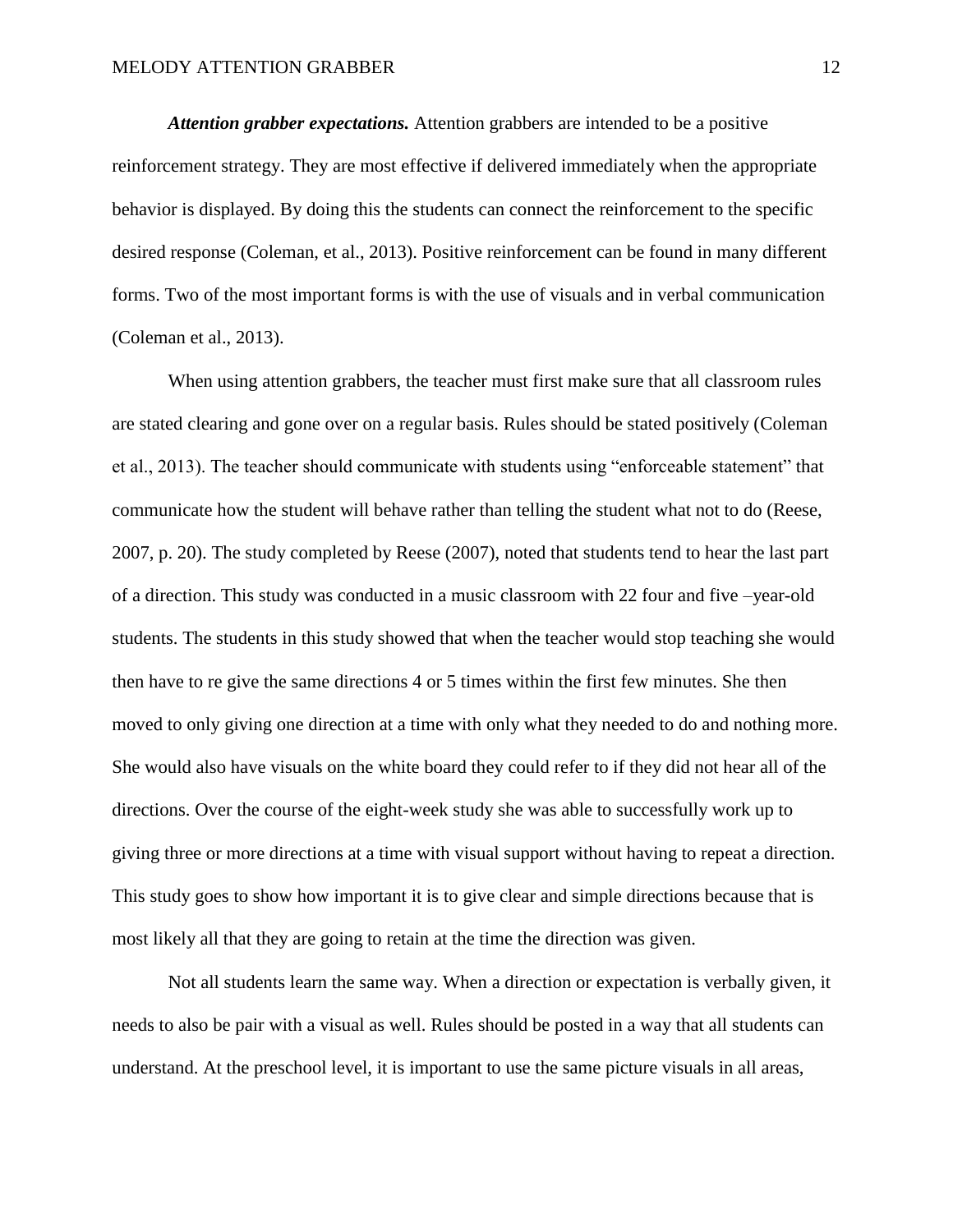***Attention grabber expectations.*** Attention grabbers are intended to be a positive reinforcement strategy. They are most effective if delivered immediately when the appropriate behavior is displayed. By doing this the students can connect the reinforcement to the specific desired response (Coleman, et al., 2013). Positive reinforcement can be found in many different forms. Two of the most important forms is with the use of visuals and in verbal communication (Coleman et al., 2013).

When using attention grabbers, the teacher must first make sure that all classroom rules are stated clearing and gone over on a regular basis. Rules should be stated positively (Coleman et al., 2013). The teacher should communicate with students using “enforceable statement” that communicate how the student will behave rather than telling the student what not to do (Reese, 2007, p. 20). The study completed by Reese (2007), noted that students tend to hear the last part of a direction. This study was conducted in a music classroom with 22 four and five –year-old students. The students in this study showed that when the teacher would stop teaching she would then have to re give the same directions 4 or 5 times within the first few minutes. She then moved to only giving one direction at a time with only what they needed to do and nothing more. She would also have visuals on the white board they could refer to if they did not hear all of the directions. Over the course of the eight-week study she was able to successfully work up to giving three or more directions at a time with visual support without having to repeat a direction. This study goes to show how important it is to give clear and simple directions because that is most likely all that they are going to retain at the time the direction was given.

Not all students learn the same way. When a direction or expectation is verbally given, it needs to also be pair with a visual as well. Rules should be posted in a way that all students can understand. At the preschool level, it is important to use the same picture visuals in all areas,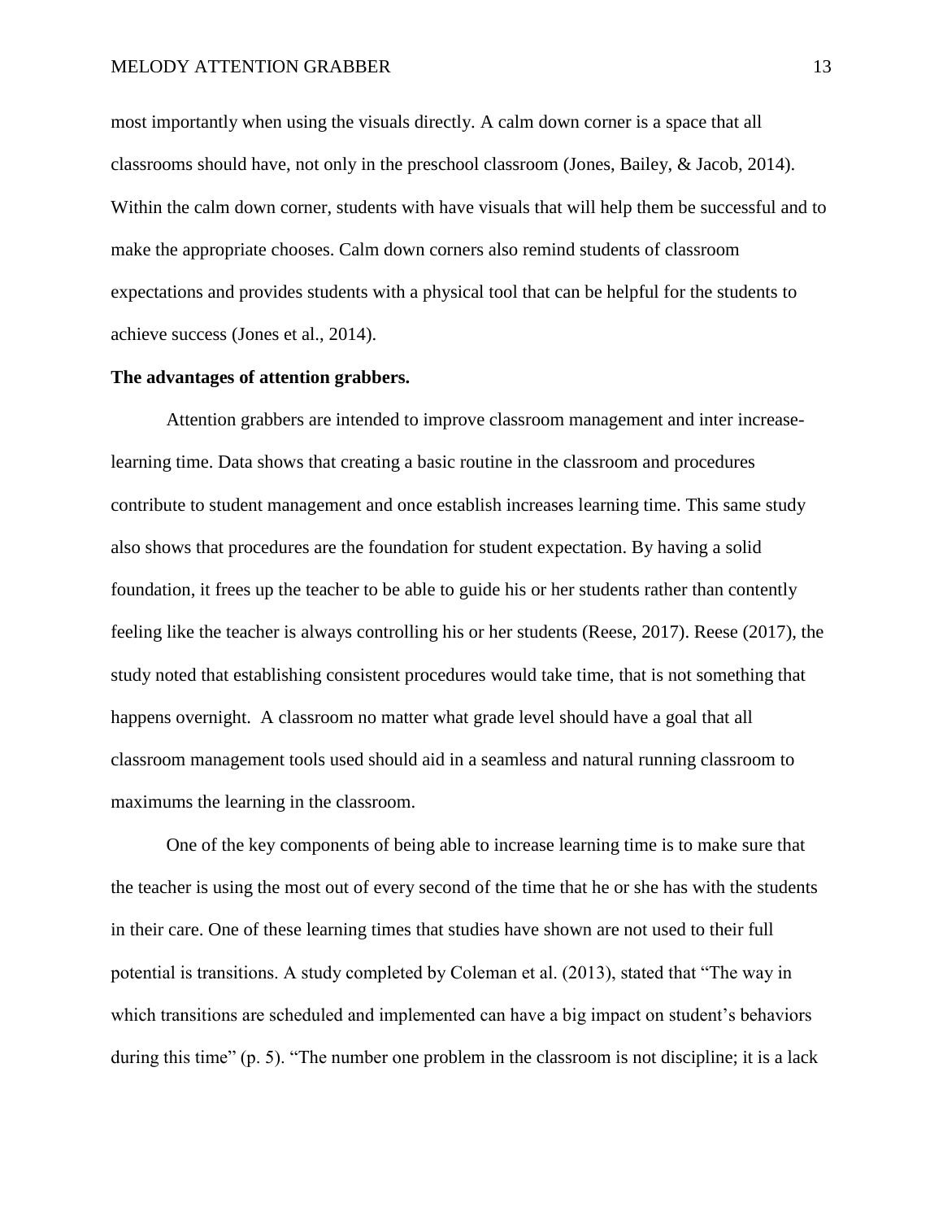most importantly when using the visuals directly. A calm down corner is a space that all classrooms should have, not only in the preschool classroom (Jones, Bailey, & Jacob, 2014). Within the calm down corner, students with have visuals that will help them be successful and to make the appropriate chooses. Calm down corners also remind students of classroom expectations and provides students with a physical tool that can be helpful for the students to achieve success (Jones et al., 2014).

**The advantages of attention grabbers.**

Attention grabbers are intended to improve classroom management and inter increase-learning time. Data shows that creating a basic routine in the classroom and procedures contribute to student management and once establish increases learning time. This same study also shows that procedures are the foundation for student expectation. By having a solid foundation, it frees up the teacher to be able to guide his or her students rather than contently feeling like the teacher is always controlling his or her students (Reese, 2017). Reese (2017), the study noted that establishing consistent procedures would take time, that is not something that happens overnight. A classroom no matter what grade level should have a goal that all classroom management tools used should aid in a seamless and natural running classroom to maximums the learning in the classroom.

One of the key components of being able to increase learning time is to make sure that the teacher is using the most out of every second of the time that he or she has with the students in their care. One of these learning times that studies have shown are not used to their full potential is transitions. A study completed by Coleman et al. (2013), stated that "The way in which transitions are scheduled and implemented can have a big impact on student's behaviors during this time" (p. 5). "The number one problem in the classroom is not discipline; it is a lack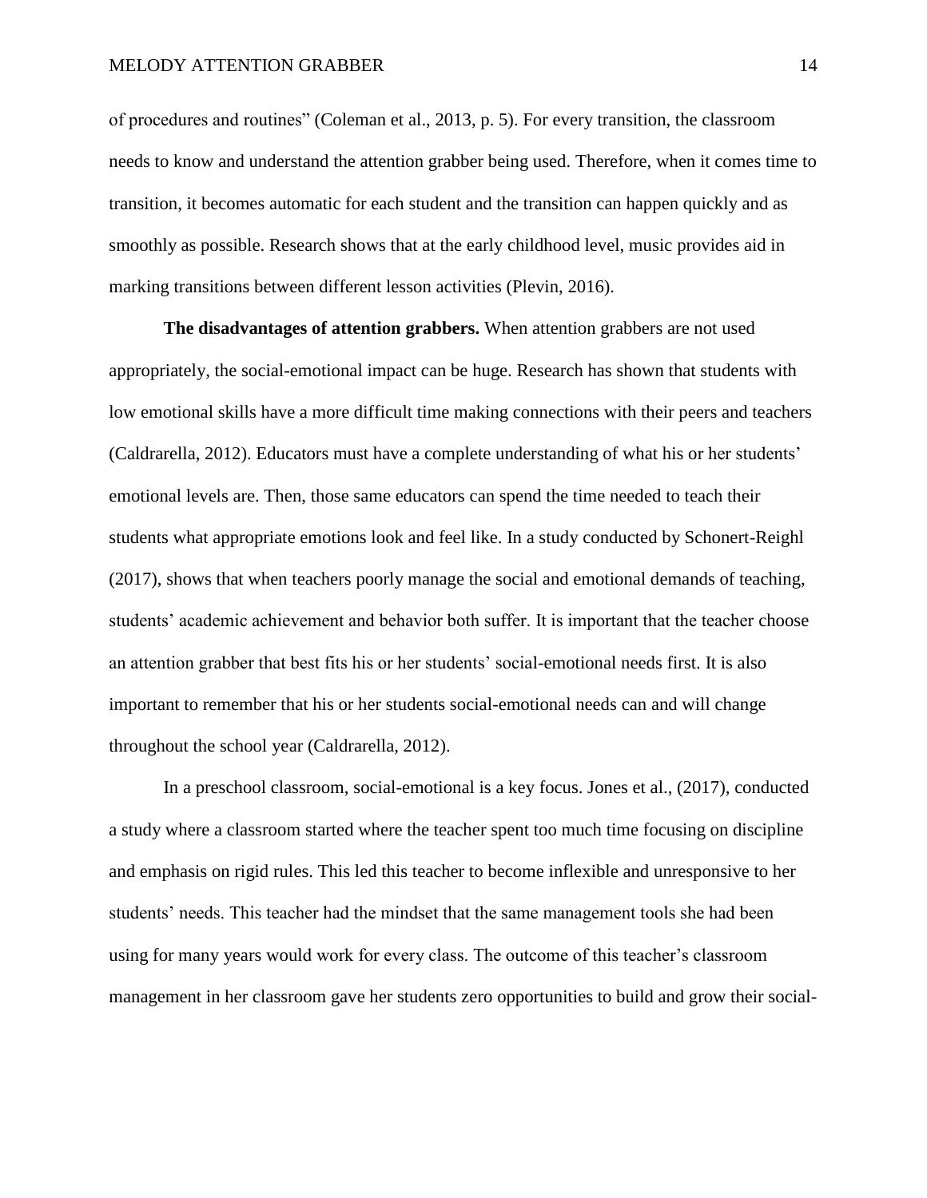of procedures and routines" (Coleman et al., 2013, p. 5). For every transition, the classroom needs to know and understand the attention grabber being used. Therefore, when it comes time to transition, it becomes automatic for each student and the transition can happen quickly and as smoothly as possible. Research shows that at the early childhood level, music provides aid in marking transitions between different lesson activities (Plevin, 2016).

**The disadvantages of attention grabbers.** When attention grabbers are not used appropriately, the social-emotional impact can be huge. Research has shown that students with low emotional skills have a more difficult time making connections with their peers and teachers (Caldrarella, 2012). Educators must have a complete understanding of what his or her students' emotional levels are. Then, those same educators can spend the time needed to teach their students what appropriate emotions look and feel like. In a study conducted by Schonert-Reighl (2017), shows that when teachers poorly manage the social and emotional demands of teaching, students' academic achievement and behavior both suffer. It is important that the teacher choose an attention grabber that best fits his or her students' social-emotional needs first. It is also important to remember that his or her students social-emotional needs can and will change throughout the school year (Caldrarella, 2012).

In a preschool classroom, social-emotional is a key focus. Jones et al., (2017), conducted a study where a classroom started where the teacher spent too much time focusing on discipline and emphasis on rigid rules. This led this teacher to become inflexible and unresponsive to her students' needs. This teacher had the mindset that the same management tools she had been using for many years would work for every class. The outcome of this teacher's classroom management in her classroom gave her students zero opportunities to build and grow their social-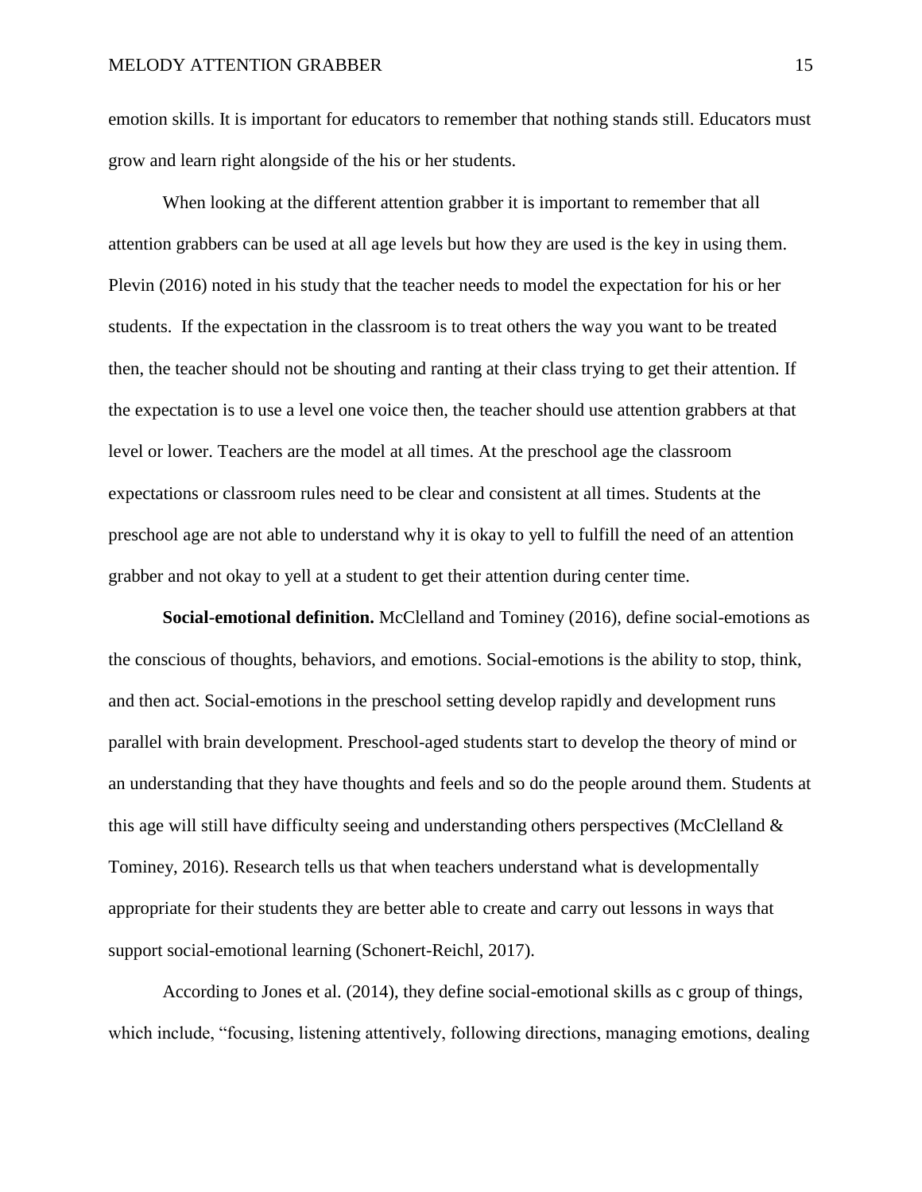emotion skills. It is important for educators to remember that nothing stands still. Educators must grow and learn right alongside of the his or her students.

When looking at the different attention grabber it is important to remember that all attention grabbers can be used at all age levels but how they are used is the key in using them. Plevin (2016) noted in his study that the teacher needs to model the expectation for his or her students. If the expectation in the classroom is to treat others the way you want to be treated then, the teacher should not be shouting and ranting at their class trying to get their attention. If the expectation is to use a level one voice then, the teacher should use attention grabbers at that level or lower. Teachers are the model at all times. At the preschool age the classroom expectations or classroom rules need to be clear and consistent at all times. Students at the preschool age are not able to understand why it is okay to yell to fulfill the need of an attention grabber and not okay to yell at a student to get their attention during center time.

**Social-emotional definition.** McClelland and Tominey (2016), define social-emotions as the conscious of thoughts, behaviors, and emotions. Social-emotions is the ability to stop, think, and then act. Social-emotions in the preschool setting develop rapidly and development runs parallel with brain development. Preschool-aged students start to develop the theory of mind or an understanding that they have thoughts and feels and so do the people around them. Students at this age will still have difficulty seeing and understanding others perspectives (McClelland & Tominey, 2016). Research tells us that when teachers understand what is developmentally appropriate for their students they are better able to create and carry out lessons in ways that support social-emotional learning (Schonert-Reichl, 2017).

According to Jones et al. (2014), they define social-emotional skills as c group of things, which include, "focusing, listening attentively, following directions, managing emotions, dealing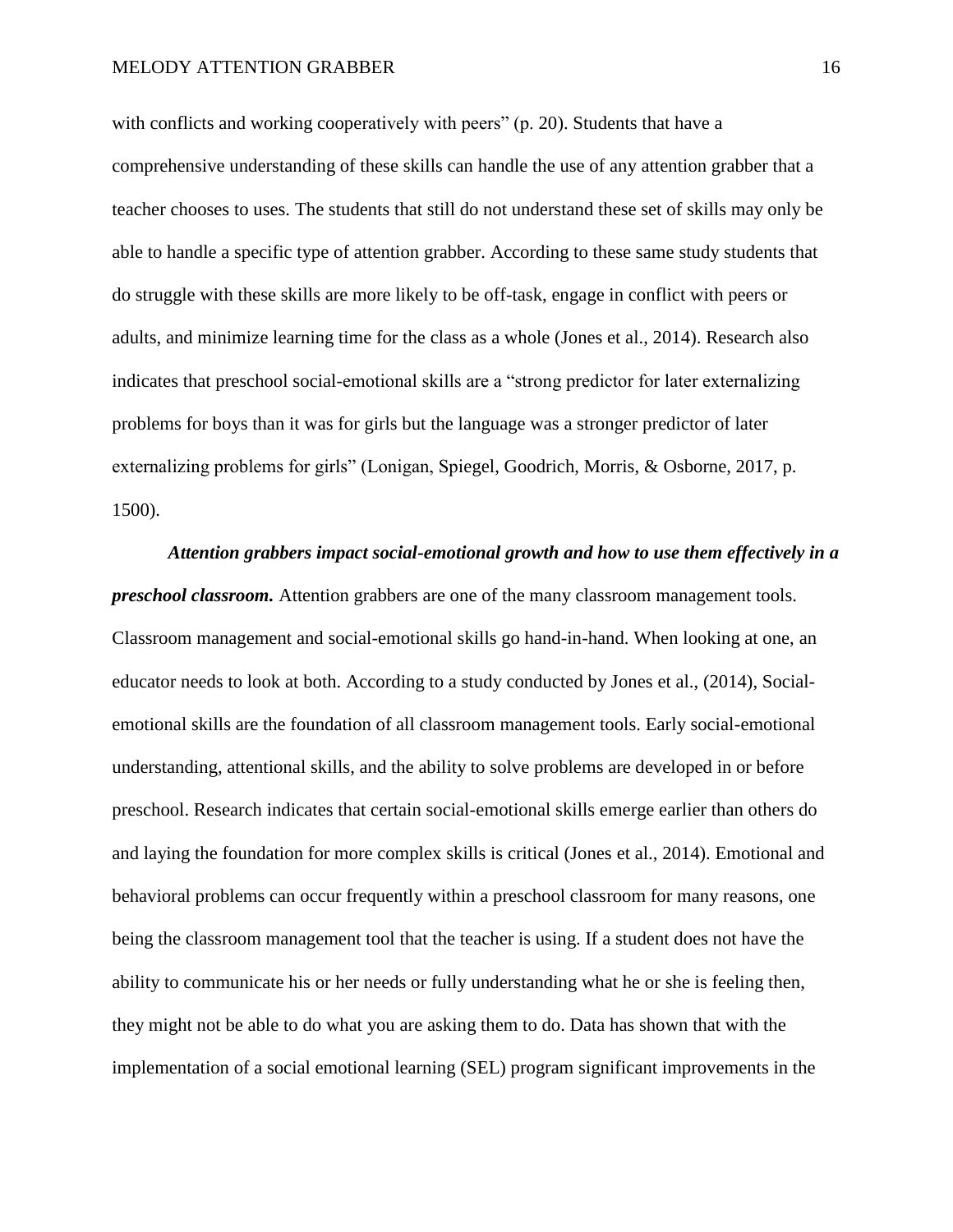with conflicts and working cooperatively with peers" (p. 20). Students that have a comprehensive understanding of these skills can handle the use of any attention grabber that a teacher chooses to uses. The students that still do not understand these set of skills may only be able to handle a specific type of attention grabber. According to these same study students that do struggle with these skills are more likely to be off-task, engage in conflict with peers or adults, and minimize learning time for the class as a whole (Jones et al., 2014). Research also indicates that preschool social-emotional skills are a "strong predictor for later externalizing problems for boys than it was for girls but the language was a stronger predictor of later externalizing problems for girls" (Lonigan, Spiegel, Goodrich, Morris, & Osborne, 2017, p. 1500).

***Attention grabbers impact social-emotional growth and how to use them effectively in a preschool classroom.*** Attention grabbers are one of the many classroom management tools. Classroom management and social-emotional skills go hand-in-hand. When looking at one, an educator needs to look at both. According to a study conducted by Jones et al., (2014), Social-emotional skills are the foundation of all classroom management tools. Early social-emotional understanding, attentional skills, and the ability to solve problems are developed in or before preschool. Research indicates that certain social-emotional skills emerge earlier than others do and laying the foundation for more complex skills is critical (Jones et al., 2014). Emotional and behavioral problems can occur frequently within a preschool classroom for many reasons, one being the classroom management tool that the teacher is using. If a student does not have the ability to communicate his or her needs or fully understanding what he or she is feeling then, they might not be able to do what you are asking them to do. Data has shown that with the implementation of a social emotional learning (SEL) program significant improvements in the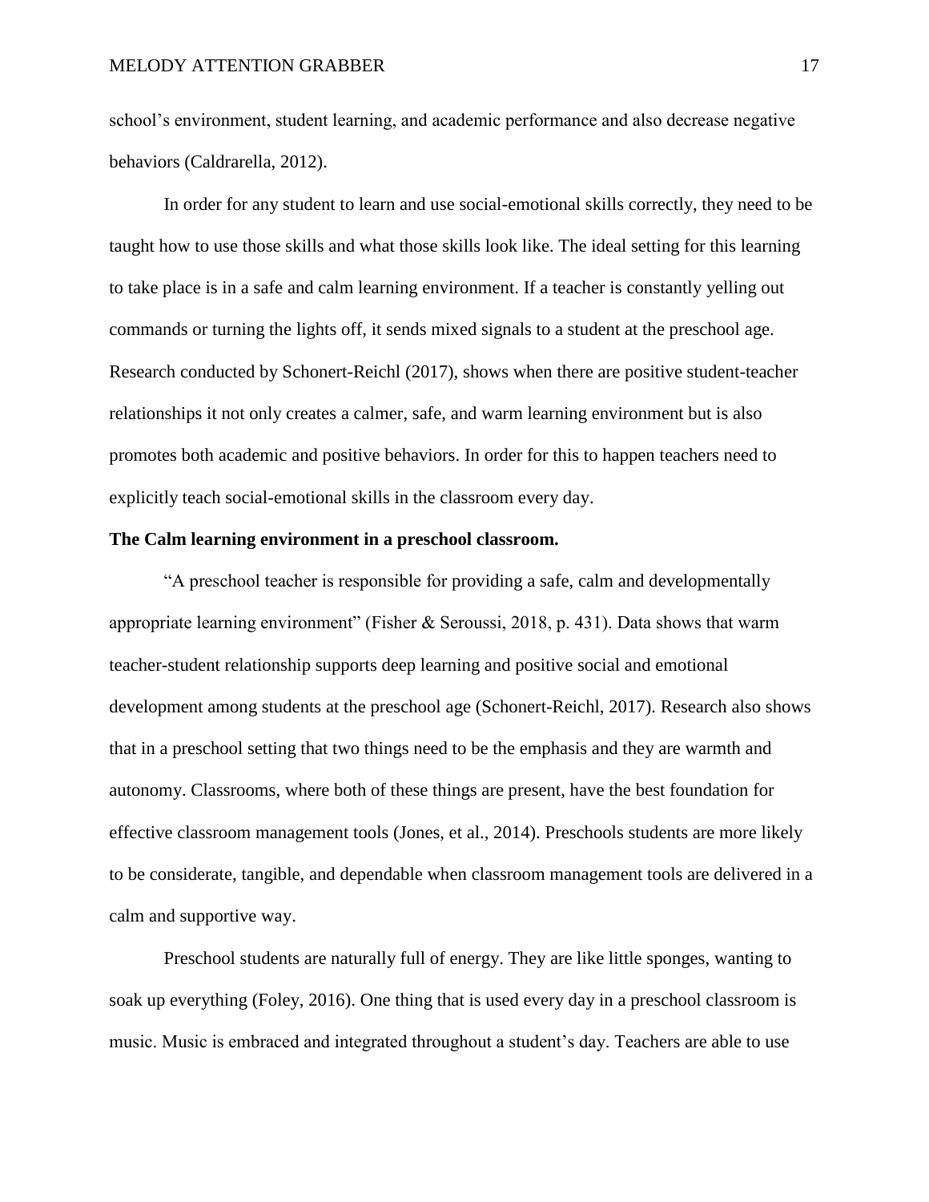school's environment, student learning, and academic performance and also decrease negative behaviors (Caldrarella, 2012).

In order for any student to learn and use social-emotional skills correctly, they need to be taught how to use those skills and what those skills look like. The ideal setting for this learning to take place is in a safe and calm learning environment. If a teacher is constantly yelling out commands or turning the lights off, it sends mixed signals to a student at the preschool age. Research conducted by Schonert-Reichl (2017), shows when there are positive student-teacher relationships it not only creates a calmer, safe, and warm learning environment but is also promotes both academic and positive behaviors. In order for this to happen teachers need to explicitly teach social-emotional skills in the classroom every day.

**The Calm learning environment in a preschool classroom.**

"A preschool teacher is responsible for providing a safe, calm and developmentally appropriate learning environment" (Fisher & Seroussi, 2018, p. 431). Data shows that warm teacher-student relationship supports deep learning and positive social and emotional development among students at the preschool age (Schonert-Reichl, 2017). Research also shows that in a preschool setting that two things need to be the emphasis and they are warmth and autonomy. Classrooms, where both of these things are present, have the best foundation for effective classroom management tools (Jones, et al., 2014). Preschools students are more likely to be considerate, tangible, and dependable when classroom management tools are delivered in a calm and supportive way.

Preschool students are naturally full of energy. They are like little sponges, wanting to soak up everything (Foley, 2016). One thing that is used every day in a preschool classroom is music. Music is embraced and integrated throughout a student's day. Teachers are able to use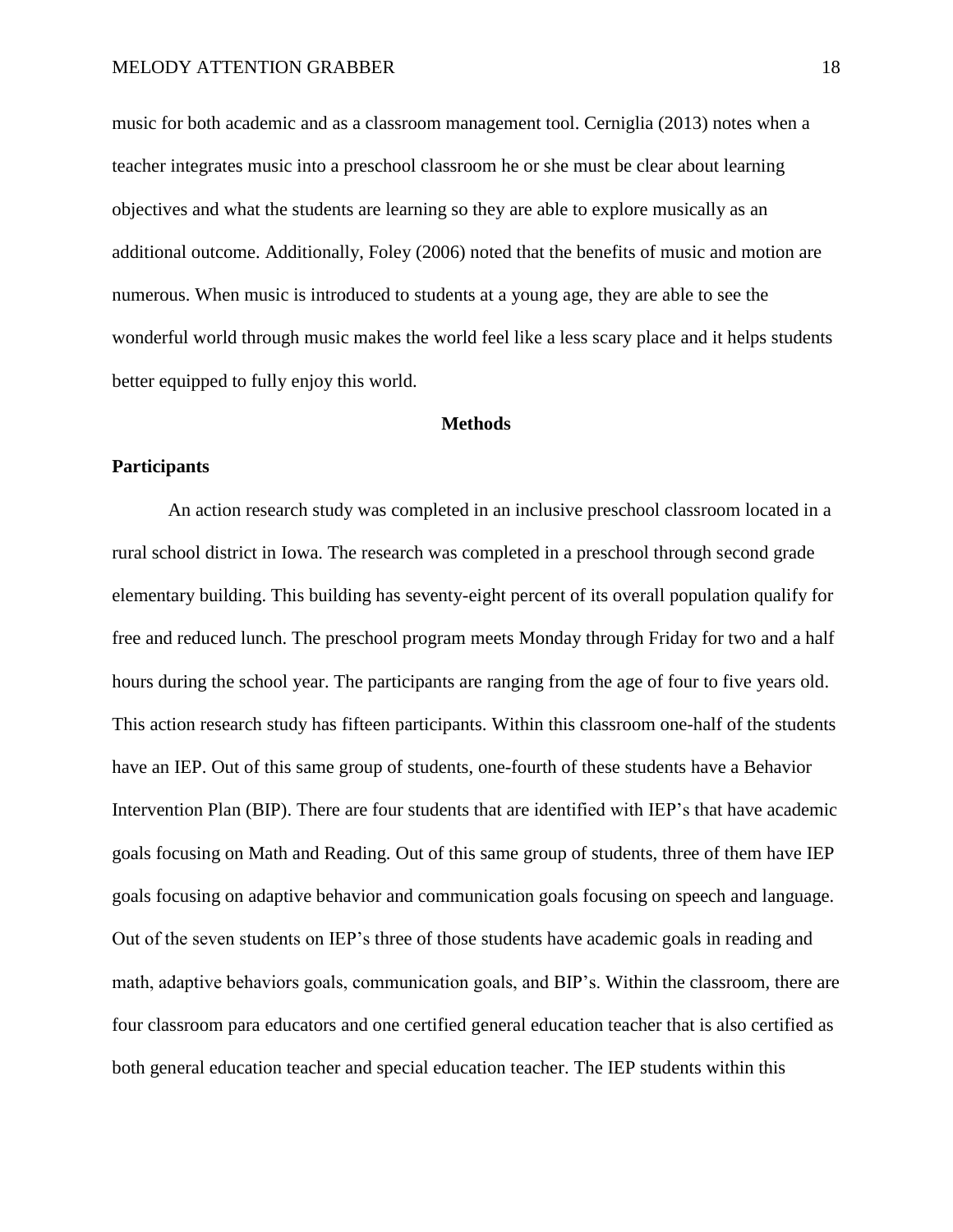music for both academic and as a classroom management tool. Cerniglia (2013) notes when a teacher integrates music into a preschool classroom he or she must be clear about learning objectives and what the students are learning so they are able to explore musically as an additional outcome. Additionally, Foley (2006) noted that the benefits of music and motion are numerous. When music is introduced to students at a young age, they are able to see the wonderful world through music makes the world feel like a less scary place and it helps students better equipped to fully enjoy this world.

## Methods

### Participants

An action research study was completed in an inclusive preschool classroom located in a rural school district in Iowa. The research was completed in a preschool through second grade elementary building. This building has seventy-eight percent of its overall population qualify for free and reduced lunch. The preschool program meets Monday through Friday for two and a half hours during the school year. The participants are ranging from the age of four to five years old. This action research study has fifteen participants. Within this classroom one-half of the students have an IEP. Out of this same group of students, one-fourth of these students have a Behavior Intervention Plan (BIP). There are four students that are identified with IEP's that have academic goals focusing on Math and Reading. Out of this same group of students, three of them have IEP goals focusing on adaptive behavior and communication goals focusing on speech and language. Out of the seven students on IEP's three of those students have academic goals in reading and math, adaptive behaviors goals, communication goals, and BIP's. Within the classroom, there are four classroom para educators and one certified general education teacher that is also certified as both general education teacher and special education teacher. The IEP students within this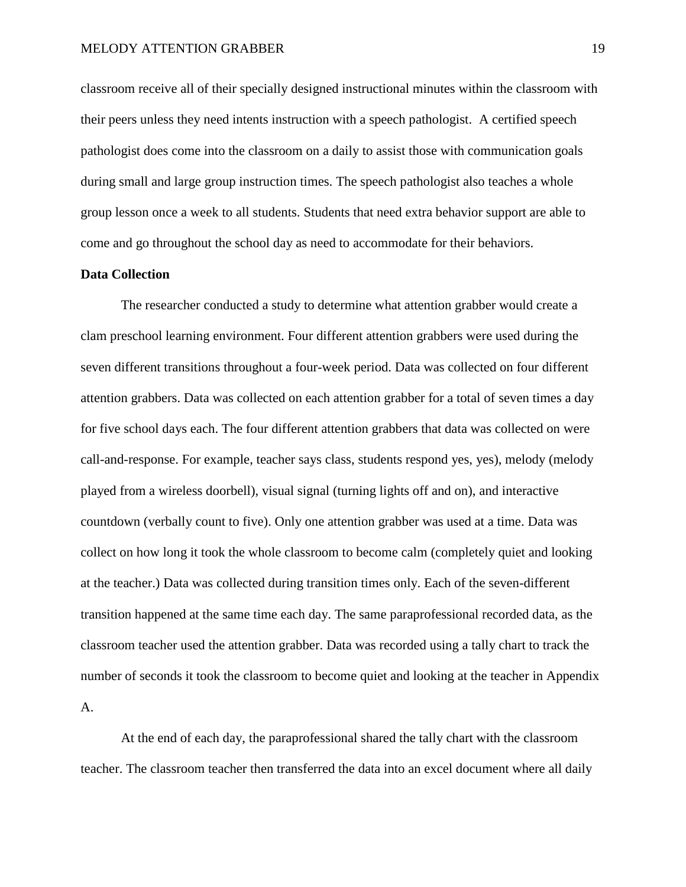classroom receive all of their specially designed instructional minutes within the classroom with their peers unless they need intents instruction with a speech pathologist.  A certified speech pathologist does come into the classroom on a daily to assist those with communication goals during small and large group instruction times. The speech pathologist also teaches a whole group lesson once a week to all students. Students that need extra behavior support are able to come and go throughout the school day as need to accommodate for their behaviors.

**Data Collection**

The researcher conducted a study to determine what attention grabber would create a clam preschool learning environment. Four different attention grabbers were used during the seven different transitions throughout a four-week period. Data was collected on four different attention grabbers. Data was collected on each attention grabber for a total of seven times a day for five school days each. The four different attention grabbers that data was collected on were call-and-response. For example, teacher says class, students respond yes, yes), melody (melody played from a wireless doorbell), visual signal (turning lights off and on), and interactive countdown (verbally count to five). Only one attention grabber was used at a time. Data was collect on how long it took the whole classroom to become calm (completely quiet and looking at the teacher.) Data was collected during transition times only. Each of the seven-different transition happened at the same time each day. The same paraprofessional recorded data, as the classroom teacher used the attention grabber. Data was recorded using a tally chart to track the number of seconds it took the classroom to become quiet and looking at the teacher in Appendix A.

At the end of each day, the paraprofessional shared the tally chart with the classroom teacher. The classroom teacher then transferred the data into an excel document where all daily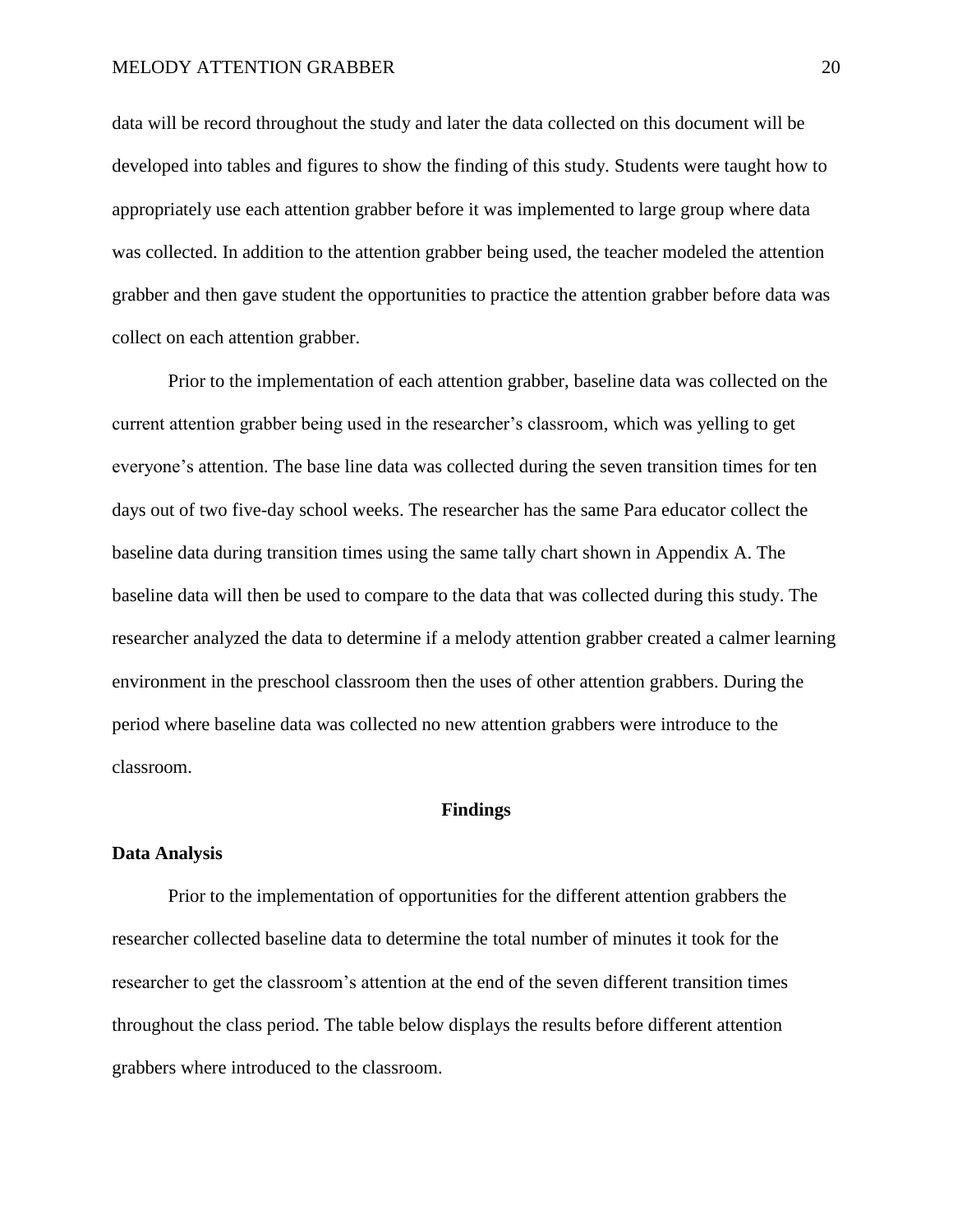data will be record throughout the study and later the data collected on this document will be developed into tables and figures to show the finding of this study. Students were taught how to appropriately use each attention grabber before it was implemented to large group where data was collected. In addition to the attention grabber being used, the teacher modeled the attention grabber and then gave student the opportunities to practice the attention grabber before data was collect on each attention grabber.

Prior to the implementation of each attention grabber, baseline data was collected on the current attention grabber being used in the researcher's classroom, which was yelling to get everyone's attention. The base line data was collected during the seven transition times for ten days out of two five-day school weeks. The researcher has the same Para educator collect the baseline data during transition times using the same tally chart shown in Appendix A. The baseline data will then be used to compare to the data that was collected during this study. The researcher analyzed the data to determine if a melody attention grabber created a calmer learning environment in the preschool classroom then the uses of other attention grabbers. During the period where baseline data was collected no new attention grabbers were introduce to the classroom.

## Findings

### Data Analysis

Prior to the implementation of opportunities for the different attention grabbers the researcher collected baseline data to determine the total number of minutes it took for the researcher to get the classroom's attention at the end of the seven different transition times throughout the class period. The table below displays the results before different attention grabbers where introduced to the classroom.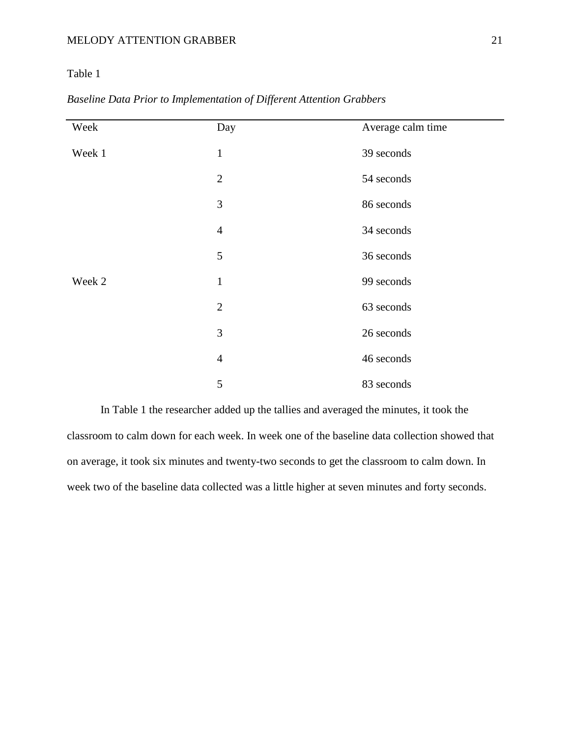Table 1

*Baseline Data Prior to Implementation of Different Attention Grabbers*

| Week | Day | Average calm time |
|---|---|---|
| Week 1 | 1 | 39 seconds |
| | 2 | 54 seconds |
| | 3 | 86 seconds |
| | 4 | 34 seconds |
| | 5 | 36 seconds |
| Week 2 | 1 | 99 seconds |
| | 2 | 63 seconds |
| | 3 | 26 seconds |
| | 4 | 46 seconds |
| | 5 | 83 seconds |

In Table 1 the researcher added up the tallies and averaged the minutes, it took the classroom to calm down for each week. In week one of the baseline data collection showed that on average, it took six minutes and twenty-two seconds to get the classroom to calm down. In week two of the baseline data collected was a little higher at seven minutes and forty seconds.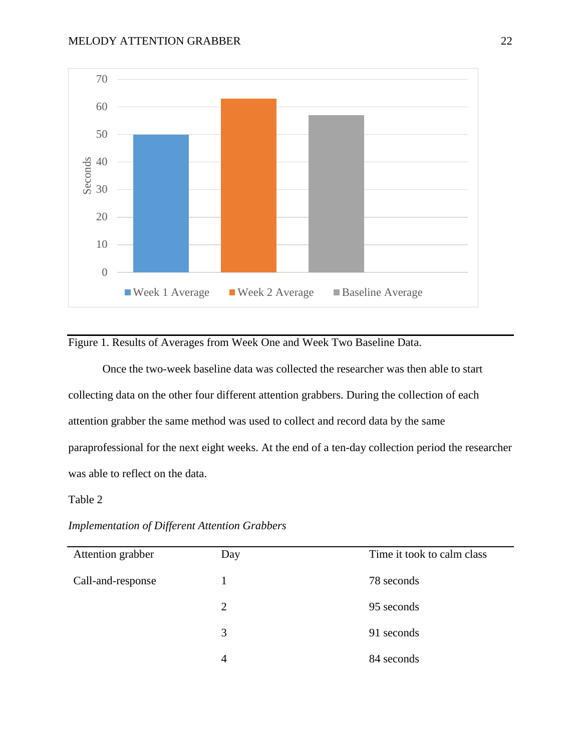Figure 1. Results of Averages from Week One and Week Two Baseline Data.

Once the two-week baseline data was collected the researcher was then able to start collecting data on the other four different attention grabbers. During the collection of each attention grabber the same method was used to collect and record data by the same paraprofessional for the next eight weeks. At the end of a ten-day collection period the researcher was able to reflect on the data.

Table 2

*Implementation of Different Attention Grabbers*

| Attention grabber | Day | Time it took to calm class |
|---|---|---|
| Call-and-response | 1 | 78 seconds |
| | 2 | 95 seconds |
| | 3 | 91 seconds |
| | 4 | 84 seconds |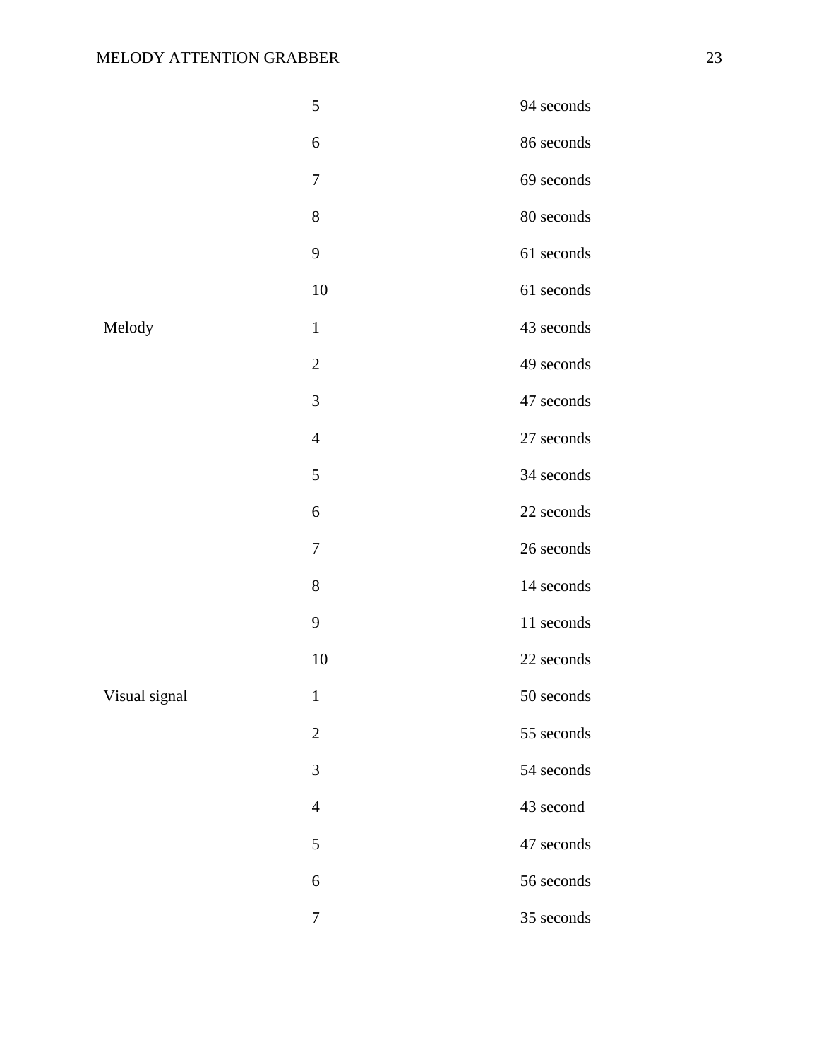| | | |
|---|---|---|
| | 5 | 94 seconds |
| | 6 | 86 seconds |
| | 7 | 69 seconds |
| | 8 | 80 seconds |
| | 9 | 61 seconds |
| | 10 | 61 seconds |
| Melody | 1 | 43 seconds |
| | 2 | 49 seconds |
| | 3 | 47 seconds |
| | 4 | 27 seconds |
| | 5 | 34 seconds |
| | 6 | 22 seconds |
| | 7 | 26 seconds |
| | 8 | 14 seconds |
| | 9 | 11 seconds |
| | 10 | 22 seconds |
| Visual signal | 1 | 50 seconds |
| | 2 | 55 seconds |
| | 3 | 54 seconds |
| | 4 | 43 second |
| | 5 | 47 seconds |
| | 6 | 56 seconds |
| | 7 | 35 seconds |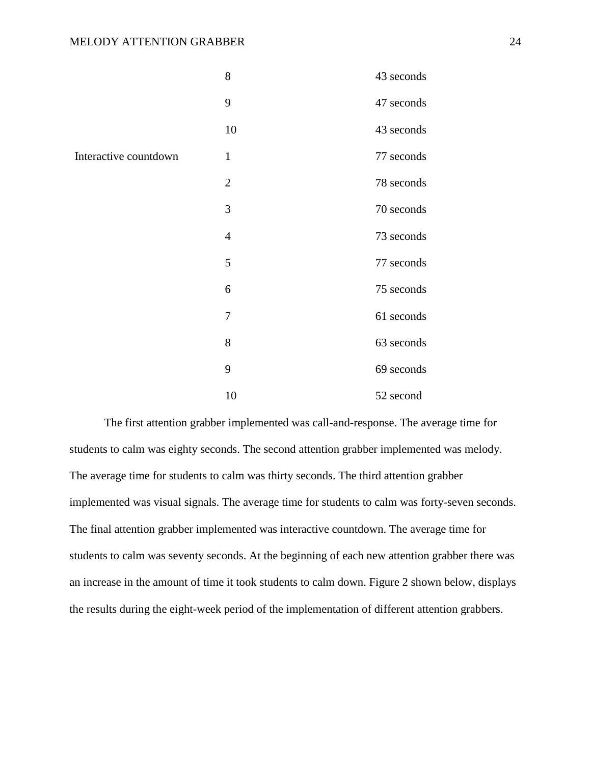|  |  |  |
| --- | --- | --- |
|  | 8 | 43 seconds |
|  | 9 | 47 seconds |
|  | 10 | 43 seconds |
| Interactive countdown | 1 | 77 seconds |
|  | 2 | 78 seconds |
|  | 3 | 70 seconds |
|  | 4 | 73 seconds |
|  | 5 | 77 seconds |
|  | 6 | 75 seconds |
|  | 7 | 61 seconds |
|  | 8 | 63 seconds |
|  | 9 | 69 seconds |
|  | 10 | 52 second |

The first attention grabber implemented was call-and-response. The average time for students to calm was eighty seconds. The second attention grabber implemented was melody. The average time for students to calm was thirty seconds. The third attention grabber implemented was visual signals. The average time for students to calm was forty-seven seconds. The final attention grabber implemented was interactive countdown. The average time for students to calm was seventy seconds. At the beginning of each new attention grabber there was an increase in the amount of time it took students to calm down. Figure 2 shown below, displays the results during the eight-week period of the implementation of different attention grabbers.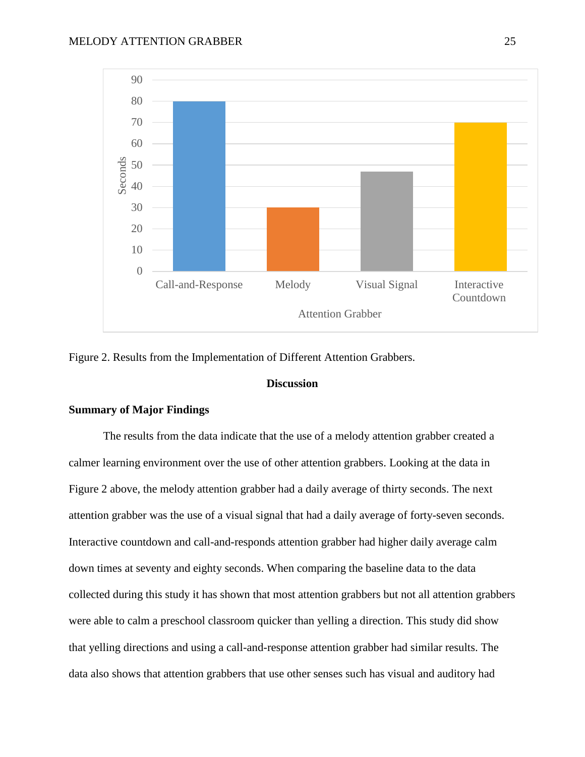Figure 2. Results from the Implementation of Different Attention Grabbers.

## Discussion

### Summary of Major Findings

The results from the data indicate that the use of a melody attention grabber created a calmer learning environment over the use of other attention grabbers. Looking at the data in Figure 2 above, the melody attention grabber had a daily average of thirty seconds. The next attention grabber was the use of a visual signal that had a daily average of forty-seven seconds. Interactive countdown and call-and-responds attention grabber had higher daily average calm down times at seventy and eighty seconds. When comparing the baseline data to the data collected during this study it has shown that most attention grabbers but not all attention grabbers were able to calm a preschool classroom quicker than yelling a direction. This study did show that yelling directions and using a call-and-response attention grabber had similar results. The data also shows that attention grabbers that use other senses such has visual and auditory had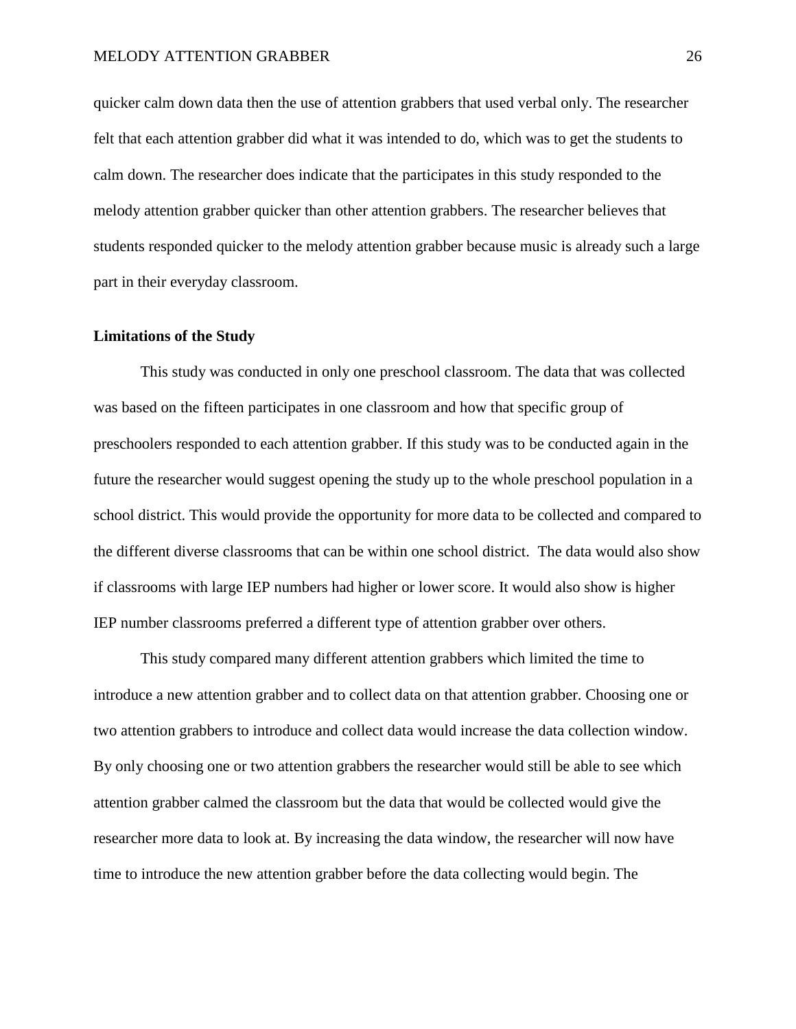quicker calm down data then the use of attention grabbers that used verbal only. The researcher felt that each attention grabber did what it was intended to do, which was to get the students to calm down. The researcher does indicate that the participates in this study responded to the melody attention grabber quicker than other attention grabbers. The researcher believes that students responded quicker to the melody attention grabber because music is already such a large part in their everyday classroom.

**Limitations of the Study**

This study was conducted in only one preschool classroom. The data that was collected was based on the fifteen participates in one classroom and how that specific group of preschoolers responded to each attention grabber. If this study was to be conducted again in the future the researcher would suggest opening the study up to the whole preschool population in a school district. This would provide the opportunity for more data to be collected and compared to the different diverse classrooms that can be within one school district. The data would also show if classrooms with large IEP numbers had higher or lower score. It would also show is higher IEP number classrooms preferred a different type of attention grabber over others.

This study compared many different attention grabbers which limited the time to introduce a new attention grabber and to collect data on that attention grabber. Choosing one or two attention grabbers to introduce and collect data would increase the data collection window. By only choosing one or two attention grabbers the researcher would still be able to see which attention grabber calmed the classroom but the data that would be collected would give the researcher more data to look at. By increasing the data window, the researcher will now have time to introduce the new attention grabber before the data collecting would begin. The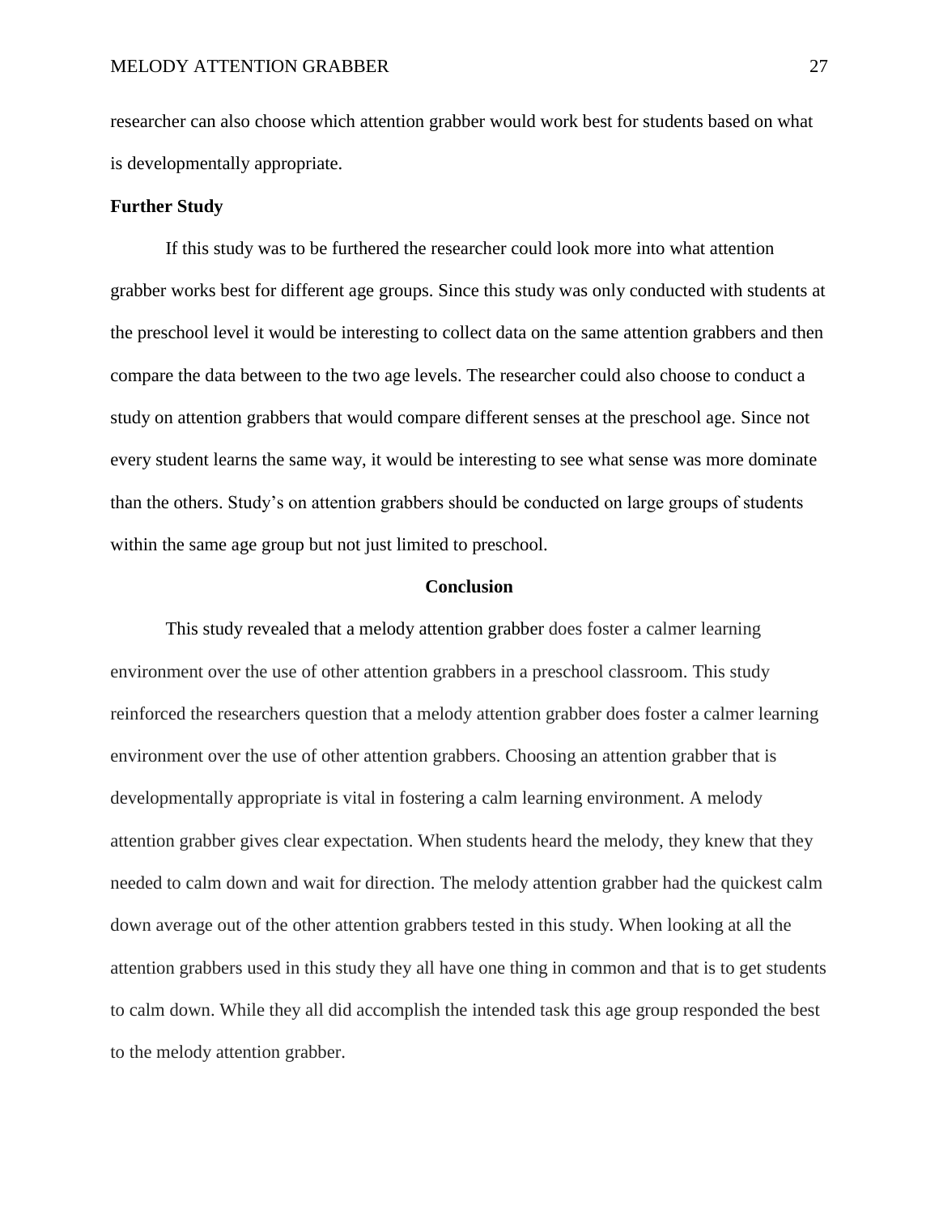researcher can also choose which attention grabber would work best for students based on what is developmentally appropriate.

**Further Study**

If this study was to be furthered the researcher could look more into what attention grabber works best for different age groups. Since this study was only conducted with students at the preschool level it would be interesting to collect data on the same attention grabbers and then compare the data between to the two age levels. The researcher could also choose to conduct a study on attention grabbers that would compare different senses at the preschool age. Since not every student learns the same way, it would be interesting to see what sense was more dominate than the others. Study's on attention grabbers should be conducted on large groups of students within the same age group but not just limited to preschool.

## Conclusion

This study revealed that a melody attention grabber does foster a calmer learning environment over the use of other attention grabbers in a preschool classroom. This study reinforced the researchers question that a melody attention grabber does foster a calmer learning environment over the use of other attention grabbers. Choosing an attention grabber that is developmentally appropriate is vital in fostering a calm learning environment. A melody attention grabber gives clear expectation. When students heard the melody, they knew that they needed to calm down and wait for direction. The melody attention grabber had the quickest calm down average out of the other attention grabbers tested in this study. When looking at all the attention grabbers used in this study they all have one thing in common and that is to get students to calm down. While they all did accomplish the intended task this age group responded the best to the melody attention grabber.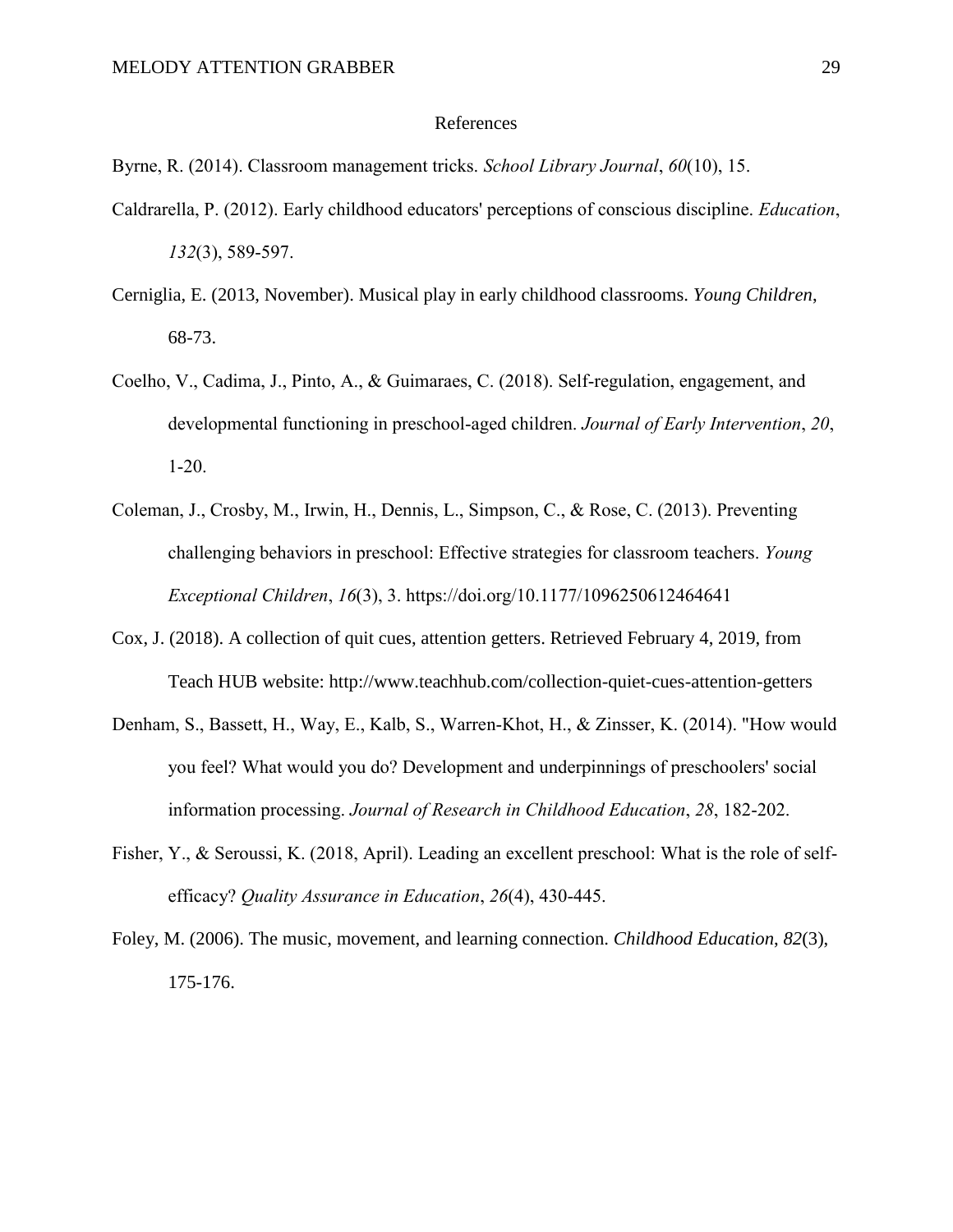# References

Byrne, R. (2014). Classroom management tricks. *School Library Journal*, *60*(10), 15.

Caldrarella, P. (2012). Early childhood educators' perceptions of conscious discipline. *Education*, *132*(3), 589-597.

Cerniglia, E. (2013, November). Musical play in early childhood classrooms. *Young Children*, 68-73.

Coelho, V., Cadima, J., Pinto, A., & Guimaraes, C. (2018). Self-regulation, engagement, and developmental functioning in preschool-aged children. *Journal of Early Intervention*, *20*, 1-20.

Coleman, J., Crosby, M., Irwin, H., Dennis, L., Simpson, C., & Rose, C. (2013). Preventing challenging behaviors in preschool: Effective strategies for classroom teachers. *Young Exceptional Children*, *16*(3), 3. https://doi.org/10.1177/1096250612464641

Cox, J. (2018). A collection of quit cues, attention getters. Retrieved February 4, 2019, from Teach HUB website: http://www.teachhub.com/collection-quiet-cues-attention-getters

Denham, S., Bassett, H., Way, E., Kalb, S., Warren-Khot, H., & Zinsser, K. (2014). "How would you feel? What would you do? Development and underpinnings of preschoolers' social information processing. *Journal of Research in Childhood Education*, *28*, 182-202.

Fisher, Y., & Seroussi, K. (2018, April). Leading an excellent preschool: What is the role of self-efficacy? *Quality Assurance in Education*, *26*(4), 430-445.

Foley, M. (2006). The music, movement, and learning connection. *Childhood Education*, *82*(3), 175-176.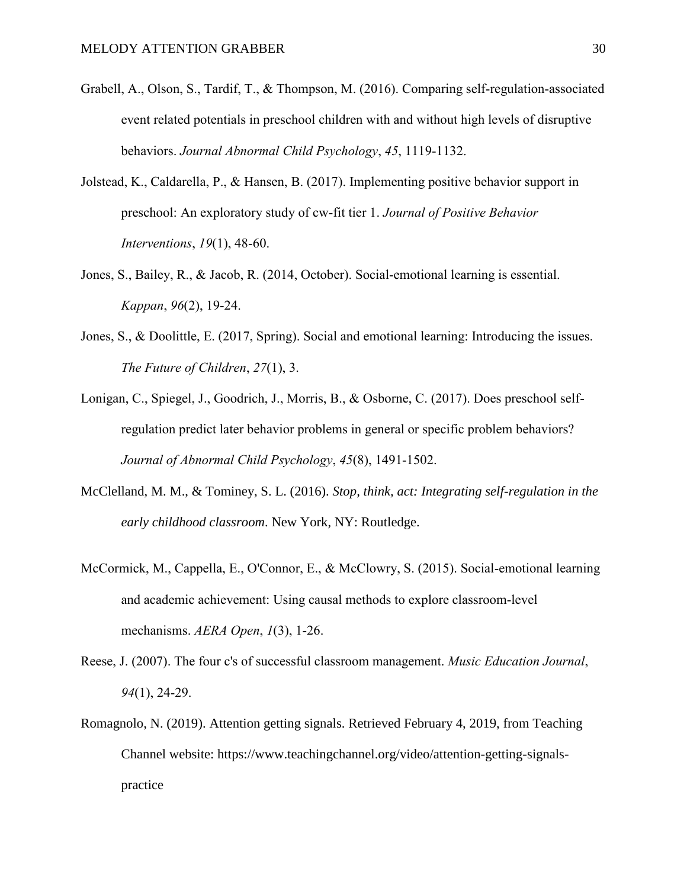Grabell, A., Olson, S., Tardif, T., & Thompson, M. (2016). Comparing self-regulation-associated event related potentials in preschool children with and without high levels of disruptive behaviors. *Journal Abnormal Child Psychology*, *45*, 1119-1132.

Jolstead, K., Caldarella, P., & Hansen, B. (2017). Implementing positive behavior support in preschool: An exploratory study of cw-fit tier 1. *Journal of Positive Behavior Interventions*, *19*(1), 48-60.

Jones, S., Bailey, R., & Jacob, R. (2014, October). Social-emotional learning is essential. *Kappan*, *96*(2), 19-24.

Jones, S., & Doolittle, E. (2017, Spring). Social and emotional learning: Introducing the issues. *The Future of Children*, *27*(1), 3.

Lonigan, C., Spiegel, J., Goodrich, J., Morris, B., & Osborne, C. (2017). Does preschool self-regulation predict later behavior problems in general or specific problem behaviors? *Journal of Abnormal Child Psychology*, *45*(8), 1491-1502.

McClelland, M. M., & Tominey, S. L. (2016). *Stop, think, act: Integrating self-regulation in the early childhood classroom*. New York, NY: Routledge.

McCormick, M., Cappella, E., O'Connor, E., & McClowry, S. (2015). Social-emotional learning and academic achievement: Using causal methods to explore classroom-level mechanisms. *AERA Open*, *1*(3), 1-26.

Reese, J. (2007). The four c's of successful classroom management. *Music Education Journal*, *94*(1), 24-29.

Romagnolo, N. (2019). Attention getting signals. Retrieved February 4, 2019, from Teaching Channel website: https://www.teachingchannel.org/video/attention-getting-signals-practice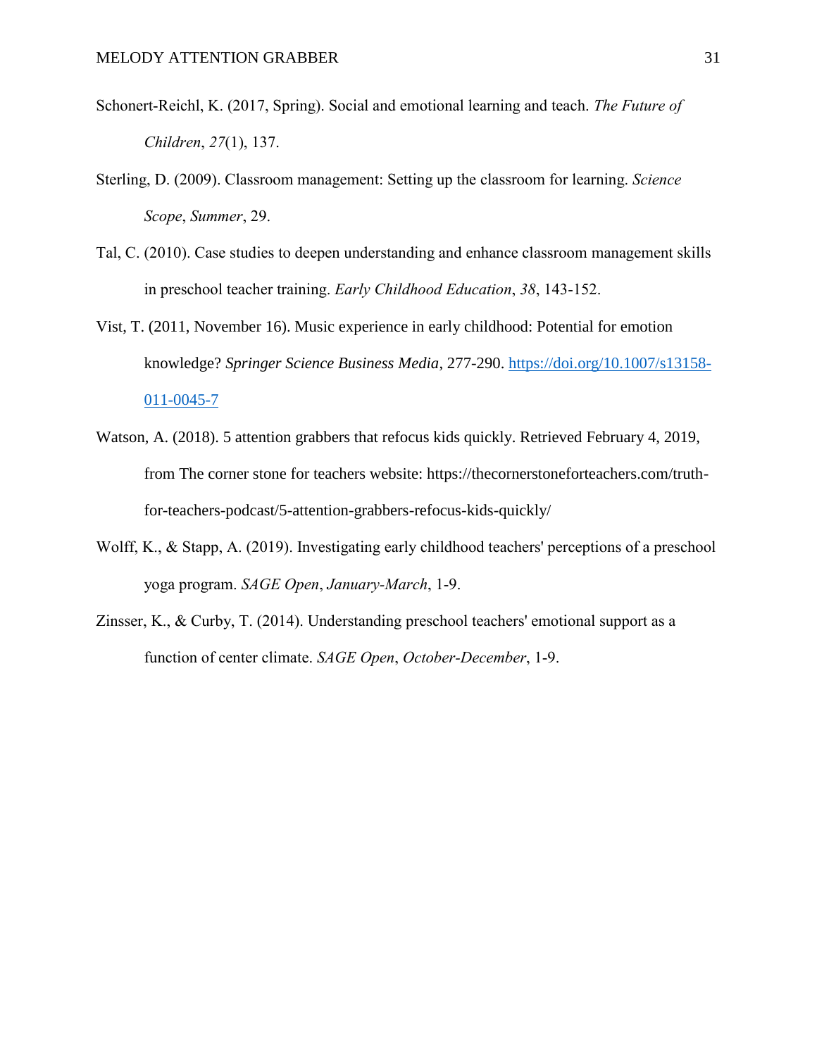Schonert-Reichl, K. (2017, Spring). Social and emotional learning and teach. *The Future of Children*, *27*(1), 137.

Sterling, D. (2009). Classroom management: Setting up the classroom for learning. *Science Scope*, *Summer*, 29.

Tal, C. (2010). Case studies to deepen understanding and enhance classroom management skills in preschool teacher training. *Early Childhood Education*, *38*, 143-152.

Vist, T. (2011, November 16). Music experience in early childhood: Potential for emotion knowledge? *Springer Science Business Media*, 277-290. https://doi.org/10.1007/s13158-011-0045-7

Watson, A. (2018). 5 attention grabbers that refocus kids quickly. Retrieved February 4, 2019, from The corner stone for teachers website: https://thecornerstoneforteachers.com/truth-for-teachers-podcast/5-attention-grabbers-refocus-kids-quickly/

Wolff, K., & Stapp, A. (2019). Investigating early childhood teachers' perceptions of a preschool yoga program. *SAGE Open*, *January-March*, 1-9.

Zinsser, K., & Curby, T. (2014). Understanding preschool teachers' emotional support as a function of center climate. *SAGE Open*, *October-December*, 1-9.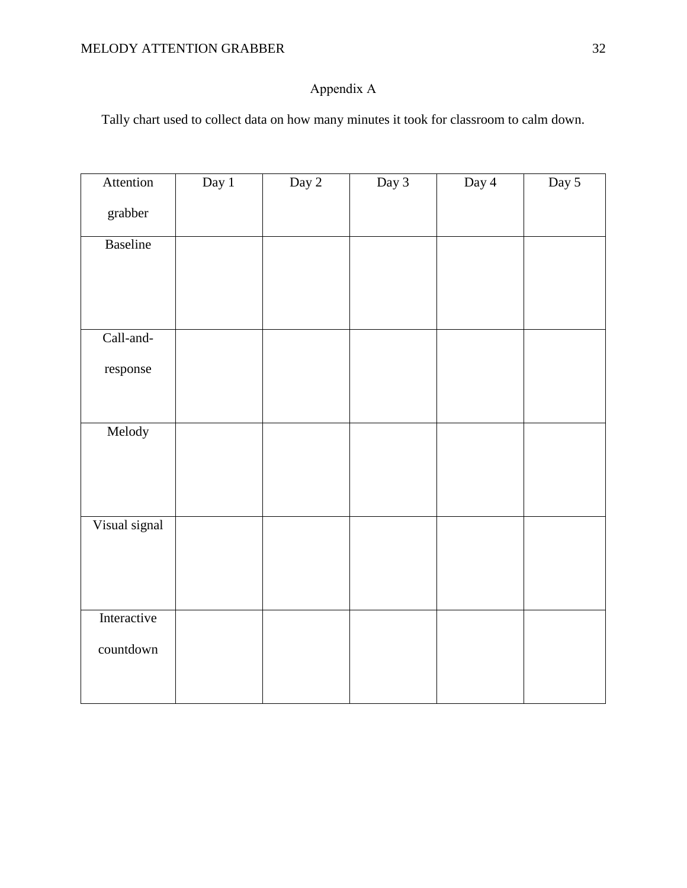# Appendix A

Tally chart used to collect data on how many minutes it took for classroom to calm down.

| Attention grabber | Day 1 | Day 2 | Day 3 | Day 4 | Day 5 |
|---|---|---|---|---|---|
| Baseline | | | | | |
| Call-and-response | | | | | |
| Melody | | | | | |
| Visual signal | | | | | |
| Interactive countdown | | | | | |